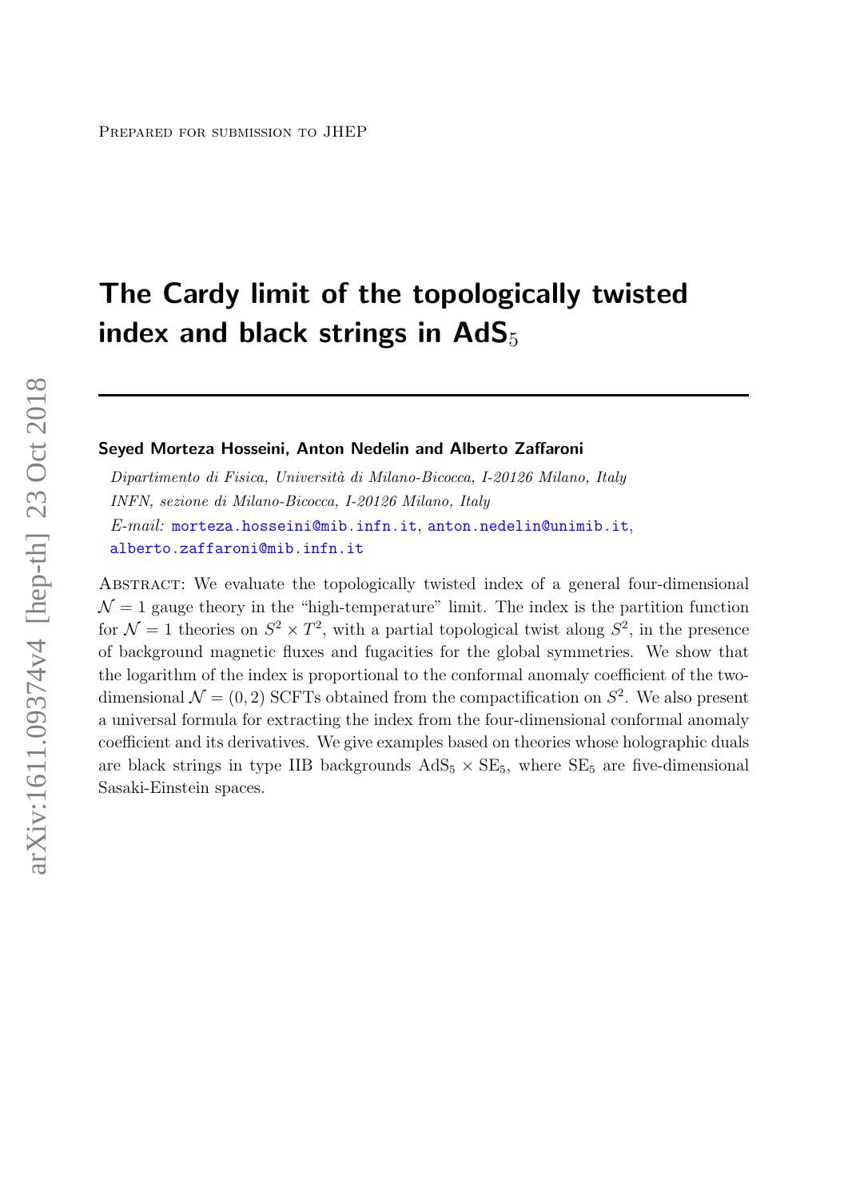Prepared for submission to JHEP

# The Cardy limit of the topologically twisted index and black strings in AdS$_5$

**Seyed Morteza Hosseini, Anton Nedelin and Alberto Zaffaroni**

*Dipartimento di Fisica, Università di Milano-Bicocca, I-20126 Milano, Italy*
*INFN, sezione di Milano-Bicocca, I-20126 Milano, Italy*
*E-mail:* morteza.hosseini@mib.infn.it, anton.nedelin@unimib.it, alberto.zaffaroni@mib.infn.it

Abstract: We evaluate the topologically twisted index of a general four-dimensional $\mathcal{N} = 1$ gauge theory in the "high-temperature" limit. The index is the partition function for $\mathcal{N} = 1$ theories on $S^2 \times T^2$, with a partial topological twist along $S^2$, in the presence of background magnetic fluxes and fugacities for the global symmetries. We show that the logarithm of the index is proportional to the conformal anomaly coefficient of the two-dimensional $\mathcal{N} = (0, 2)$ SCFTs obtained from the compactification on $S^2$. We also present a universal formula for extracting the index from the four-dimensional conformal anomaly coefficient and its derivatives. We give examples based on theories whose holographic duals are black strings in type IIB backgrounds AdS$_5 \times$ SE$_5$, where SE$_5$ are five-dimensional Sasaki-Einstein spaces.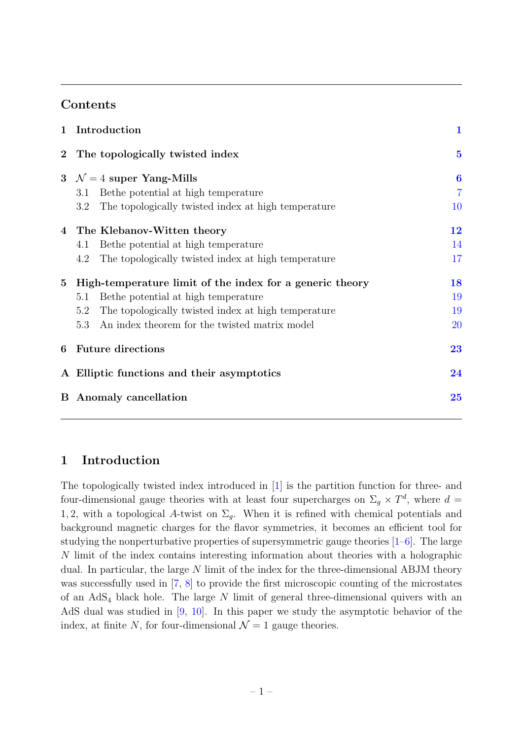## Contents

| | | |
|---|---|---|
| **1** | **Introduction** | **1** |
| **2** | **The topologically twisted index** | **5** |
| **3** | **$\mathcal{N} = 4$ super Yang-Mills** | **6** |
| | 3.1 Bethe potential at high temperature | 7 |
| | 3.2 The topologically twisted index at high temperature | 10 |
| **4** | **The Klebanov-Witten theory** | **12** |
| | 4.1 Bethe potential at high temperature | 14 |
| | 4.2 The topologically twisted index at high temperature | 17 |
| **5** | **High-temperature limit of the index for a generic theory** | **18** |
| | 5.1 Bethe potential at high temperature | 19 |
| | 5.2 The topologically twisted index at high temperature | 19 |
| | 5.3 An index theorem for the twisted matrix model | 20 |
| **6** | **Future directions** | **23** |
| **A** | **Elliptic functions and their asymptotics** | **24** |
| **B** | **Anomaly cancellation** | **25** |

## 1 Introduction

The topologically twisted index introduced in [1] is the partition function for three- and four-dimensional gauge theories with at least four supercharges on $\Sigma_g \times T^d$, where $d = 1, 2$, with a topological $A$-twist on $\Sigma_g$. When it is refined with chemical potentials and background magnetic charges for the flavor symmetries, it becomes an efficient tool for studying the nonperturbative properties of supersymmetric gauge theories [1–6]. The large $N$ limit of the index contains interesting information about theories with a holographic dual. In particular, the large $N$ limit of the index for the three-dimensional ABJM theory was successfully used in [7, 8] to provide the first microscopic counting of the microstates of an $\text{AdS}_4$ black hole. The large $N$ limit of general three-dimensional quivers with an AdS dual was studied in [9, 10]. In this paper we study the asymptotic behavior of the index, at finite $N$, for four-dimensional $\mathcal{N} = 1$ gauge theories.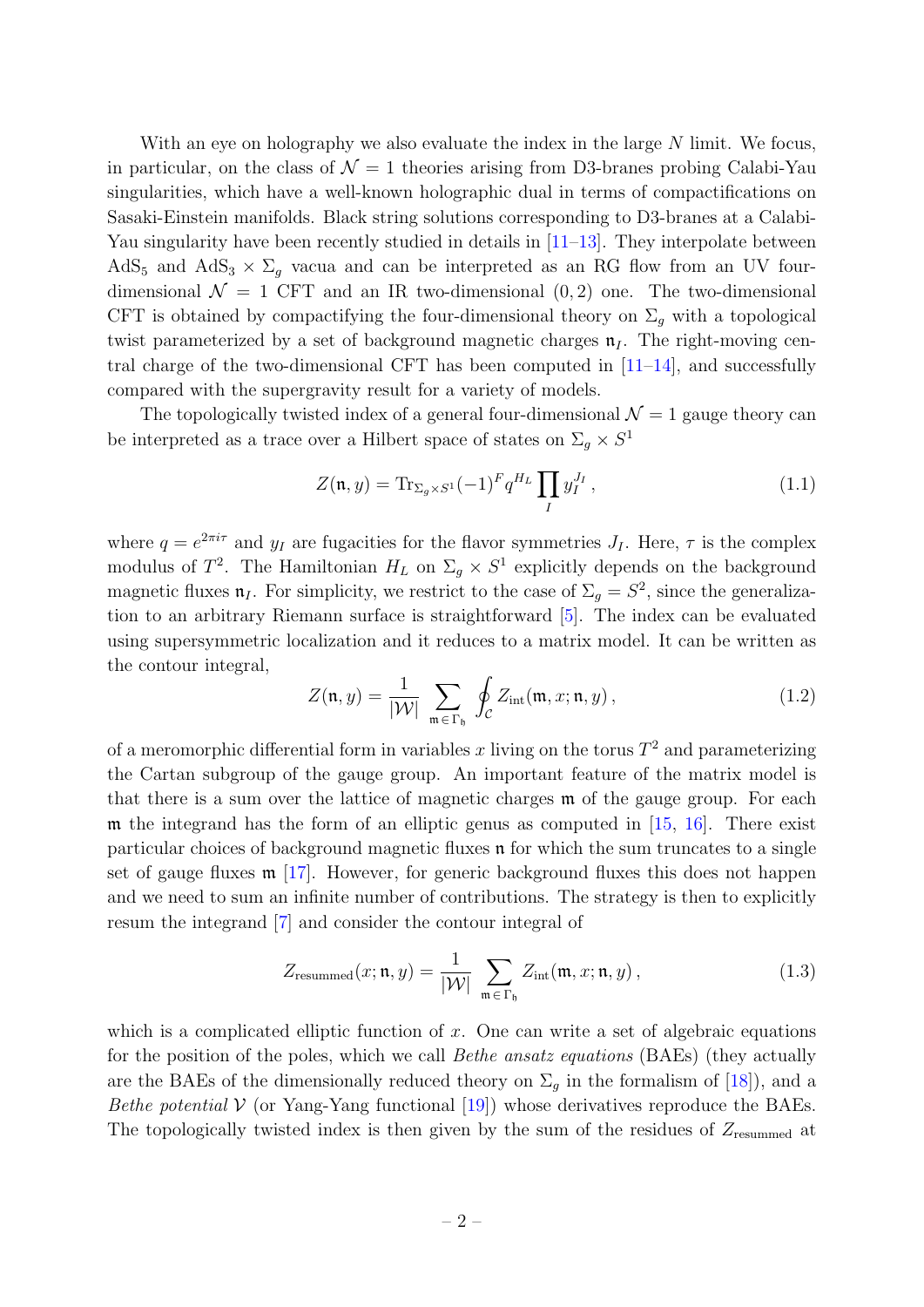With an eye on holography we also evaluate the index in the large $N$ limit. We focus, in particular, on the class of $\mathcal{N}=1$ theories arising from D3-branes probing Calabi-Yau singularities, which have a well-known holographic dual in terms of compactifications on Sasaki-Einstein manifolds. Black string solutions corresponding to D3-branes at a Calabi-Yau singularity have been recently studied in details in [11–13]. They interpolate between $\text{AdS}_5$ and $\text{AdS}_3 \times \Sigma_g$ vacua and can be interpreted as an RG flow from an UV four-dimensional $\mathcal{N}=1$ CFT and an IR two-dimensional $(0,2)$ one. The two-dimensional CFT is obtained by compactifying the four-dimensional theory on $\Sigma_g$ with a topological twist parameterized by a set of background magnetic charges $\mathfrak{n}_I$. The right-moving central charge of the two-dimensional CFT has been computed in [11–14], and successfully compared with the supergravity result for a variety of models.

The topologically twisted index of a general four-dimensional $\mathcal{N}=1$ gauge theory can be interpreted as a trace over a Hilbert space of states on $\Sigma_g \times S^1$

$$Z(\mathfrak{n}, y) = \text{Tr}_{\Sigma_g \times S^1} (-1)^F q^{H_L} \prod_I y_I^{J_I} \,, \tag{1.1}$$

where $q = e^{2\pi i \tau}$ and $y_I$ are fugacities for the flavor symmetries $J_I$. Here, $\tau$ is the complex modulus of $T^2$. The Hamiltonian $H_L$ on $\Sigma_g \times S^1$ explicitly depends on the background magnetic fluxes $\mathfrak{n}_I$. For simplicity, we restrict to the case of $\Sigma_g = S^2$, since the generalization to an arbitrary Riemann surface is straightforward [5]. The index can be evaluated using supersymmetric localization and it reduces to a matrix model. It can be written as the contour integral,

$$Z(\mathfrak{n}, y) = \frac{1}{|\mathcal{W}|} \sum_{\mathfrak{m} \,\in\, \Gamma_{\mathfrak{h}}} \oint_{\mathcal{C}} Z_{\text{int}}(\mathfrak{m}, x; \mathfrak{n}, y) \,, \tag{1.2}$$

of a meromorphic differential form in variables $x$ living on the torus $T^2$ and parameterizing the Cartan subgroup of the gauge group. An important feature of the matrix model is that there is a sum over the lattice of magnetic charges $\mathfrak{m}$ of the gauge group. For each $\mathfrak{m}$ the integrand has the form of an elliptic genus as computed in [15, 16]. There exist particular choices of background magnetic fluxes $\mathfrak{n}$ for which the sum truncates to a single set of gauge fluxes $\mathfrak{m}$ [17]. However, for generic background fluxes this does not happen and we need to sum an infinite number of contributions. The strategy is then to explicitly resum the integrand [7] and consider the contour integral of

$$Z_{\text{resummed}}(x; \mathfrak{n}, y) = \frac{1}{|\mathcal{W}|} \sum_{\mathfrak{m} \,\in\, \Gamma_{\mathfrak{h}}} Z_{\text{int}}(\mathfrak{m}, x; \mathfrak{n}, y) \,, \tag{1.3}$$

which is a complicated elliptic function of $x$. One can write a set of algebraic equations for the position of the poles, which we call *Bethe ansatz equations* (BAEs) (they actually are the BAEs of the dimensionally reduced theory on $\Sigma_g$ in the formalism of [18]), and a *Bethe potential* $\mathcal{V}$ (or Yang-Yang functional [19]) whose derivatives reproduce the BAEs. The topologically twisted index is then given by the sum of the residues of $Z_{\text{resummed}}$ at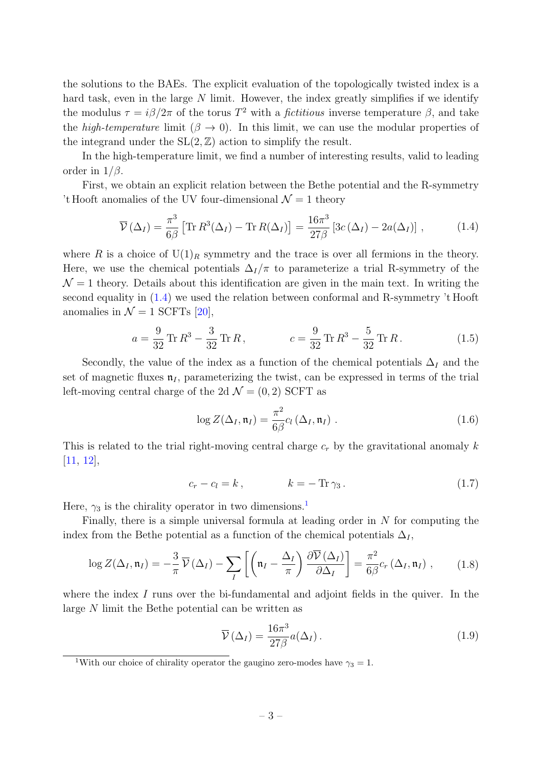the solutions to the BAEs. The explicit evaluation of the topologically twisted index is a hard task, even in the large $N$ limit. However, the index greatly simplifies if we identify the modulus $\tau = i\beta/2\pi$ of the torus $T^2$ with a *fictitious* inverse temperature $\beta$, and take the *high-temperature* limit ($\beta \to 0$). In this limit, we can use the modular properties of the integrand under the $\mathrm{SL}(2,\mathbb{Z})$ action to simplify the result.

In the high-temperature limit, we find a number of interesting results, valid to leading order in $1/\beta$.

First, we obtain an explicit relation between the Bethe potential and the R-symmetry 't Hooft anomalies of the UV four-dimensional $\mathcal{N}=1$ theory

$$\overline{\mathcal{V}}\left(\Delta_I\right) = \frac{\pi^3}{6\beta}\left[\operatorname{Tr} R^3(\Delta_I) - \operatorname{Tr} R(\Delta_I)\right] = \frac{16\pi^3}{27\beta}\left[3c\left(\Delta_I\right) - 2a(\Delta_I)\right] , \tag{1.4}$$

where $R$ is a choice of $\mathrm{U}(1)_R$ symmetry and the trace is over all fermions in the theory. Here, we use the chemical potentials $\Delta_I/\pi$ to parameterize a trial R-symmetry of the $\mathcal{N}=1$ theory. Details about this identification are given in the main text. In writing the second equality in (1.4) we used the relation between conformal and R-symmetry 't Hooft anomalies in $\mathcal{N}=1$ SCFTs [20],

$$a = \frac{9}{32}\operatorname{Tr} R^3 - \frac{3}{32}\operatorname{Tr} R\,, \qquad\qquad c = \frac{9}{32}\operatorname{Tr} R^3 - \frac{5}{32}\operatorname{Tr} R\,. \tag{1.5}$$

Secondly, the value of the index as a function of the chemical potentials $\Delta_I$ and the set of magnetic fluxes $\mathfrak{n}_I$, parameterizing the twist, can be expressed in terms of the trial left-moving central charge of the 2d $\mathcal{N}=(0,2)$ SCFT as

$$\log Z(\Delta_I, \mathfrak{n}_I) = \frac{\pi^2}{6\beta} c_l\left(\Delta_I, \mathfrak{n}_I\right) . \tag{1.6}$$

This is related to the trial right-moving central charge $c_r$ by the gravitational anomaly $k$ [11, 12],

$$c_r - c_l = k\,, \qquad\qquad k = -\operatorname{Tr}\gamma_3\,. \tag{1.7}$$

Here, $\gamma_3$ is the chirality operator in two dimensions.[1]

Finally, there is a simple universal formula at leading order in $N$ for computing the index from the Bethe potential as a function of the chemical potentials $\Delta_I$,

$$\log Z(\Delta_I, \mathfrak{n}_I) = -\frac{3}{\pi}\overline{\mathcal{V}}\left(\Delta_I\right) - \sum_I\left[\left(\mathfrak{n}_I - \frac{\Delta_I}{\pi}\right)\frac{\partial\overline{\mathcal{V}}\left(\Delta_I\right)}{\partial\Delta_I}\right] = \frac{\pi^2}{6\beta}c_r\left(\Delta_I, \mathfrak{n}_I\right) , \tag{1.8}$$

where the index $I$ runs over the bi-fundamental and adjoint fields in the quiver. In the large $N$ limit the Bethe potential can be written as

$$\overline{\mathcal{V}}\left(\Delta_I\right) = \frac{16\pi^3}{27\beta}a(\Delta_I)\,. \tag{1.9}$$

[1] With our choice of chirality operator the gaugino zero-modes have $\gamma_3 = 1$.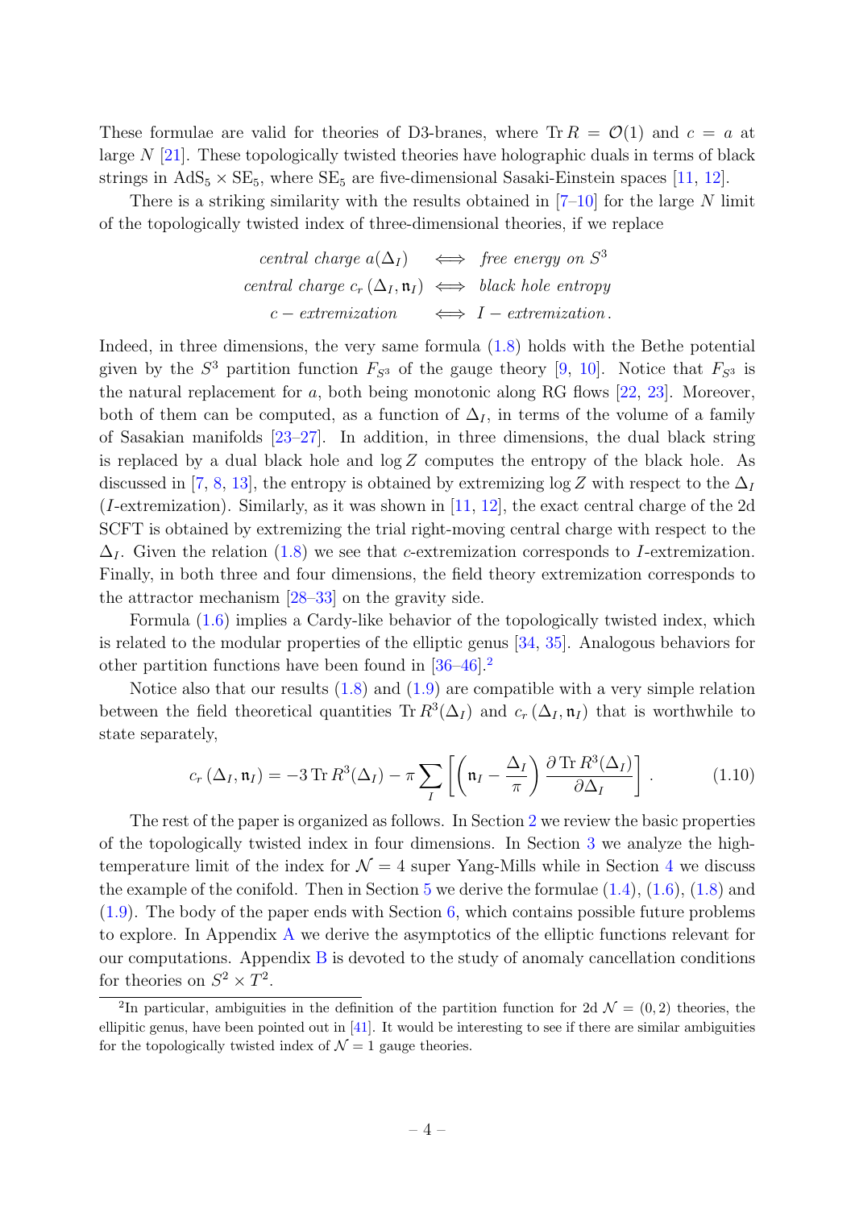These formulae are valid for theories of D3-branes, where $\operatorname{Tr} R = \mathcal{O}(1)$ and $c = a$ at large $N$ [21]. These topologically twisted theories have holographic duals in terms of black strings in $\text{AdS}_5 \times \text{SE}_5$, where $\text{SE}_5$ are five-dimensional Sasaki-Einstein spaces [11, 12].

There is a striking similarity with the results obtained in [7–10] for the large $N$ limit of the topologically twisted index of three-dimensional theories, if we replace

$$
\begin{aligned}
\textit{central charge } a(\Delta_I) \quad &\Longleftrightarrow \quad \textit{free energy on } S^3 \\
\textit{central charge } c_r(\Delta_I, \mathfrak{n}_I) \quad &\Longleftrightarrow \quad \textit{black hole entropy} \\
c-\textit{extremization} \quad &\Longleftrightarrow \quad I-\textit{extremization}\,.
\end{aligned}
$$

Indeed, in three dimensions, the very same formula (1.8) holds with the Bethe potential given by the $S^3$ partition function $F_{S^3}$ of the gauge theory [9, 10]. Notice that $F_{S^3}$ is the natural replacement for $a$, both being monotonic along RG flows [22, 23]. Moreover, both of them can be computed, as a function of $\Delta_I$, in terms of the volume of a family of Sasakian manifolds [23–27]. In addition, in three dimensions, the dual black string is replaced by a dual black hole and $\log Z$ computes the entropy of the black hole. As discussed in [7, 8, 13], the entropy is obtained by extremizing $\log Z$ with respect to the $\Delta_I$ ($I$-extremization). Similarly, as it was shown in [11, 12], the exact central charge of the 2d SCFT is obtained by extremizing the trial right-moving central charge with respect to the $\Delta_I$. Given the relation (1.8) we see that $c$-extremization corresponds to $I$-extremization. Finally, in both three and four dimensions, the field theory extremization corresponds to the attractor mechanism [28–33] on the gravity side.

Formula (1.6) implies a Cardy-like behavior of the topologically twisted index, which is related to the modular properties of the elliptic genus [34, 35]. Analogous behaviors for other partition functions have been found in [36–46].[2]

Notice also that our results (1.8) and (1.9) are compatible with a very simple relation between the field theoretical quantities $\operatorname{Tr} R^3(\Delta_I)$ and $c_r(\Delta_I, \mathfrak{n}_I)$ that is worthwhile to state separately,

$$
c_r(\Delta_I, \mathfrak{n}_I) = -3 \operatorname{Tr} R^3(\Delta_I) - \pi \sum_I \left[ \left( \mathfrak{n}_I - \frac{\Delta_I}{\pi} \right) \frac{\partial \operatorname{Tr} R^3(\Delta_I)}{\partial \Delta_I} \right] . \tag{1.10}
$$

The rest of the paper is organized as follows. In Section 2 we review the basic properties of the topologically twisted index in four dimensions. In Section 3 we analyze the high-temperature limit of the index for $\mathcal{N} = 4$ super Yang-Mills while in Section 4 we discuss the example of the conifold. Then in Section 5 we derive the formulae (1.4), (1.6), (1.8) and (1.9). The body of the paper ends with Section 6, which contains possible future problems to explore. In Appendix A we derive the asymptotics of the elliptic functions relevant for our computations. Appendix B is devoted to the study of anomaly cancellation conditions for theories on $S^2 \times T^2$.

[2] In particular, ambiguities in the definition of the partition function for 2d $\mathcal{N} = (0, 2)$ theories, the ellipitic genus, have been pointed out in [41]. It would be interesting to see if there are similar ambiguities for the topologically twisted index of $\mathcal{N} = 1$ gauge theories.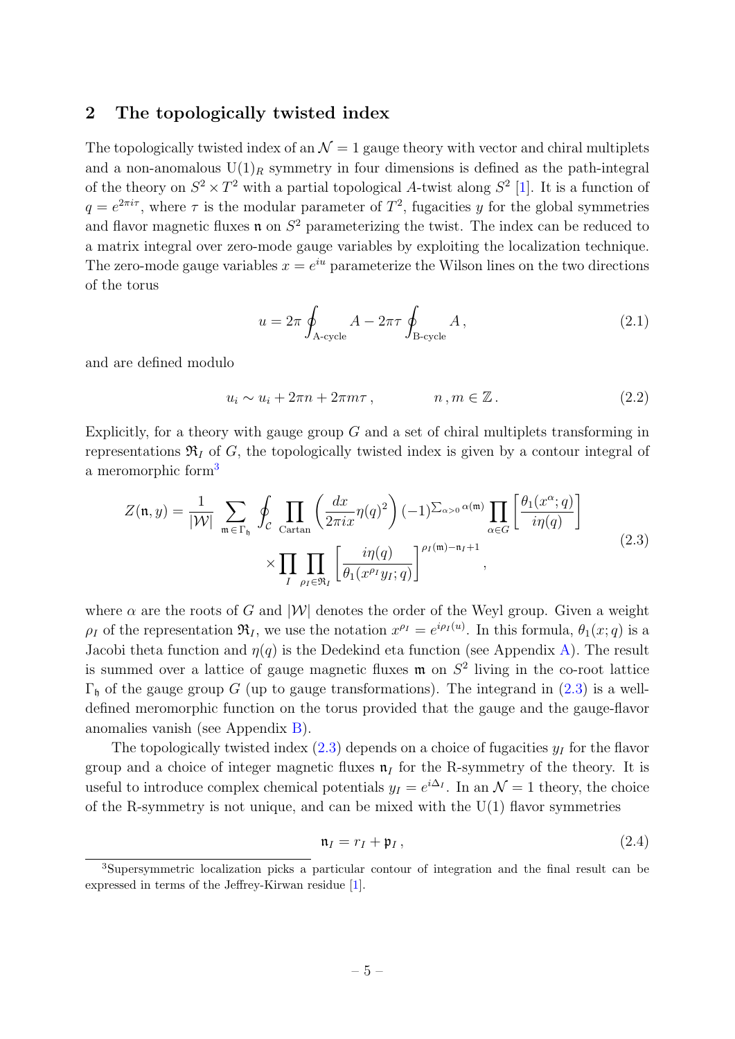## 2 The topologically twisted index

The topologically twisted index of an $\mathcal{N}=1$ gauge theory with vector and chiral multiplets and a non-anomalous $\mathrm{U}(1)_R$ symmetry in four dimensions is defined as the path-integral of the theory on $S^2 \times T^2$ with a partial topological $A$-twist along $S^2$ [1]. It is a function of $q = e^{2\pi i \tau}$, where $\tau$ is the modular parameter of $T^2$, fugacities $y$ for the global symmetries and flavor magnetic fluxes $\mathfrak{n}$ on $S^2$ parameterizing the twist. The index can be reduced to a matrix integral over zero-mode gauge variables by exploiting the localization technique. The zero-mode gauge variables $x = e^{iu}$ parameterize the Wilson lines on the two directions of the torus

$$u = 2\pi \oint_{\text{A-cycle}} A - 2\pi\tau \oint_{\text{B-cycle}} A\,, \tag{2.1}$$

and are defined modulo

$$u_i \sim u_i + 2\pi n + 2\pi m \tau\,, \qquad\qquad n\,, m \in \mathbb{Z}\,. \tag{2.2}$$

Explicitly, for a theory with gauge group $G$ and a set of chiral multiplets transforming in representations $\mathfrak{R}_I$ of $G$, the topologically twisted index is given by a contour integral of a meromorphic form[3]

$$\begin{aligned} Z(\mathfrak{n}, y) = \frac{1}{|\mathcal{W}|} \sum_{\mathfrak{m}\,\in\,\Gamma_{\mathfrak{h}}} \oint_{\mathcal{C}} \prod_{\text{Cartan}} \left(\frac{dx}{2\pi i x} \eta(q)^2\right) (-1)^{\sum_{\alpha>0}\alpha(\mathfrak{m})} \prod_{\alpha \in G} \left[\frac{\theta_1(x^\alpha; q)}{i\eta(q)}\right] \\ \times \prod_I \prod_{\rho_I \in \mathfrak{R}_I} \left[\frac{i\eta(q)}{\theta_1(x^{\rho_I} y_I; q)}\right]^{\rho_I(\mathfrak{m}) - \mathfrak{n}_I + 1}, \end{aligned} \tag{2.3}$$

where $\alpha$ are the roots of $G$ and $|\mathcal{W}|$ denotes the order of the Weyl group. Given a weight $\rho_I$ of the representation $\mathfrak{R}_I$, we use the notation $x^{\rho_I} = e^{i\rho_I(u)}$. In this formula, $\theta_1(x;q)$ is a Jacobi theta function and $\eta(q)$ is the Dedekind eta function (see Appendix A). The result is summed over a lattice of gauge magnetic fluxes $\mathfrak{m}$ on $S^2$ living in the co-root lattice $\Gamma_{\mathfrak{h}}$ of the gauge group $G$ (up to gauge transformations). The integrand in (2.3) is a well-defined meromorphic function on the torus provided that the gauge and the gauge-flavor anomalies vanish (see Appendix B).

The topologically twisted index (2.3) depends on a choice of fugacities $y_I$ for the flavor group and a choice of integer magnetic fluxes $\mathfrak{n}_I$ for the R-symmetry of the theory. It is useful to introduce complex chemical potentials $y_I = e^{i\Delta_I}$. In an $\mathcal{N}=1$ theory, the choice of the R-symmetry is not unique, and can be mixed with the U(1) flavor symmetries

$$\mathfrak{n}_I = r_I + \mathfrak{p}_I\,, \tag{2.4}$$

[3] Supersymmetric localization picks a particular contour of integration and the final result can be expressed in terms of the Jeffrey-Kirwan residue [1].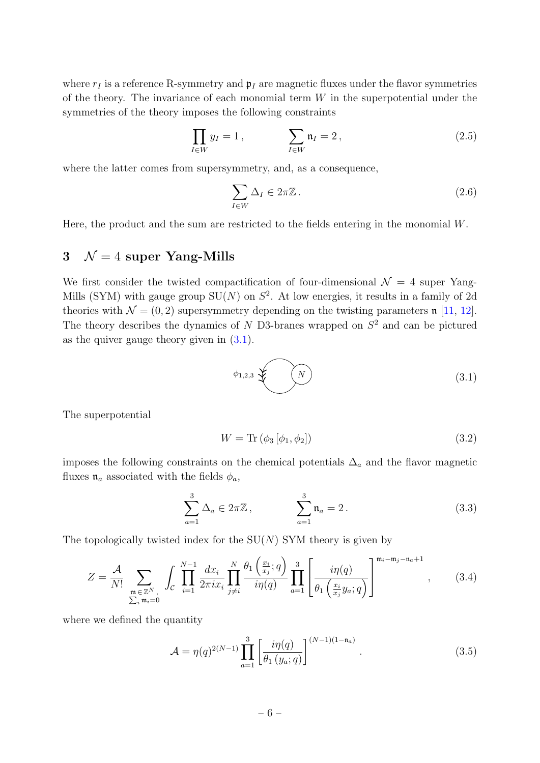where $r_I$ is a reference R-symmetry and $\mathfrak{p}_I$ are magnetic fluxes under the flavor symmetries of the theory. The invariance of each monomial term $W$ in the superpotential under the symmetries of the theory imposes the following constraints

$$\prod_{I \in W} y_I = 1\,, \qquad\qquad \sum_{I \in W} \mathfrak{n}_I = 2\,, \tag{2.5}$$

where the latter comes from supersymmetry, and, as a consequence,

$$\sum_{I \in W} \Delta_I \in 2\pi\mathbb{Z}\,. \tag{2.6}$$

Here, the product and the sum are restricted to the fields entering in the monomial $W$.

# 3 $\mathcal{N} = 4$ super Yang-Mills

We first consider the twisted compactification of four-dimensional $\mathcal{N} = 4$ super Yang-Mills (SYM) with gauge group $\mathrm{SU}(N)$ on $S^2$. At low energies, it results in a family of 2d theories with $\mathcal{N} = (0, 2)$ supersymmetry depending on the twisting parameters $\mathfrak{n}$ [11, 12]. The theory describes the dynamics of $N$ D3-branes wrapped on $S^2$ and can be pictured as the quiver gauge theory given in (3.1).

$$\phi_{1,2,3} \quad (N) \tag{3.1}$$

The superpotential

$$W = \mathrm{Tr}\left(\phi_3\left[\phi_1, \phi_2\right]\right) \tag{3.2}$$

imposes the following constraints on the chemical potentials $\Delta_a$ and the flavor magnetic fluxes $\mathfrak{n}_a$ associated with the fields $\phi_a$,

$$\sum_{a=1}^{3} \Delta_a \in 2\pi\mathbb{Z}\,, \qquad\qquad \sum_{a=1}^{3} \mathfrak{n}_a = 2\,. \tag{3.3}$$

The topologically twisted index for the $\mathrm{SU}(N)$ SYM theory is given by

$$Z = \frac{\mathcal{A}}{N!} \sum_{\substack{\mathfrak{m} \in \mathbb{Z}^N, \\ \sum_i \mathfrak{m}_i = 0}} \int_{\mathcal{C}} \prod_{i=1}^{N-1} \frac{dx_i}{2\pi i x_i} \prod_{j \neq i}^{N} \frac{\theta_1\left(\frac{x_i}{x_j}; q\right)}{i\eta(q)} \prod_{a=1}^{3} \left[\frac{i\eta(q)}{\theta_1\left(\frac{x_i}{x_j} y_a; q\right)}\right]^{\mathfrak{m}_i - \mathfrak{m}_j - \mathfrak{n}_a + 1}\,, \tag{3.4}$$

where we defined the quantity

$$\mathcal{A} = \eta(q)^{2(N-1)} \prod_{a=1}^{3} \left[\frac{i\eta(q)}{\theta_1\left(y_a; q\right)}\right]^{(N-1)(1-\mathfrak{n}_a)}\,. \tag{3.5}$$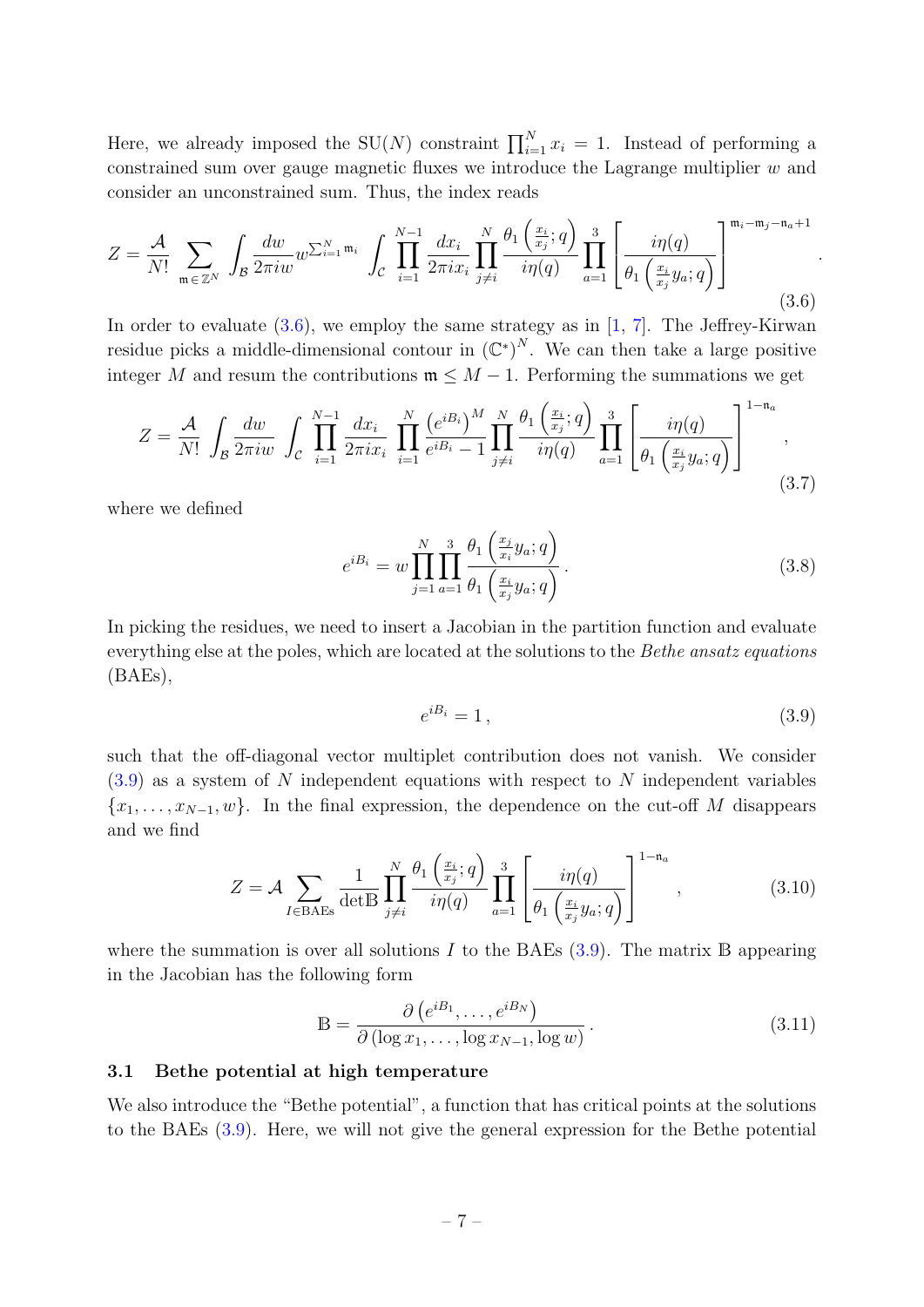Here, we already imposed the SU($N$) constraint $\prod_{i=1}^{N} x_i = 1$. Instead of performing a constrained sum over gauge magnetic fluxes we introduce the Lagrange multiplier $w$ and consider an unconstrained sum. Thus, the index reads

$$
Z = \frac{\mathcal{A}}{N!} \sum_{\mathfrak{m} \in \mathbb{Z}^N} \int_{\mathcal{B}} \frac{dw}{2\pi i w} w^{\sum_{i=1}^{N} \mathfrak{m}_i} \int_{\mathcal{C}} \prod_{i=1}^{N-1} \frac{dx_i}{2\pi i x_i} \prod_{j \neq i}^{N} \frac{\theta_1\left(\frac{x_i}{x_j}; q\right)}{i\eta(q)} \prod_{a=1}^{3} \left[ \frac{i\eta(q)}{\theta_1\left(\frac{x_i}{x_j} y_a; q\right)} \right]^{\mathfrak{m}_i - \mathfrak{m}_j - \mathfrak{n}_a + 1} . \tag{3.6}
$$

In order to evaluate (3.6), we employ the same strategy as in [1, 7]. The Jeffrey-Kirwan residue picks a middle-dimensional contour in $\left(\mathbb{C}^*\right)^N$. We can then take a large positive integer $M$ and resum the contributions $\mathfrak{m} \leq M-1$. Performing the summations we get

$$
Z = \frac{\mathcal{A}}{N!} \int_{\mathcal{B}} \frac{dw}{2\pi i w} \int_{\mathcal{C}} \prod_{i=1}^{N-1} \frac{dx_i}{2\pi i x_i} \prod_{i=1}^{N} \frac{\left(e^{iB_i}\right)^M}{e^{iB_i} - 1} \prod_{j \neq i}^{N} \frac{\theta_1\left(\frac{x_i}{x_j}; q\right)}{i\eta(q)} \prod_{a=1}^{3} \left[ \frac{i\eta(q)}{\theta_1\left(\frac{x_i}{x_j} y_a; q\right)} \right]^{1-\mathfrak{n}_a} , \tag{3.7}
$$

where we defined

$$
e^{iB_i} = w \prod_{j=1}^{N} \prod_{a=1}^{3} \frac{\theta_1\left(\frac{x_j}{x_i} y_a; q\right)}{\theta_1\left(\frac{x_i}{x_j} y_a; q\right)} . \tag{3.8}
$$

In picking the residues, we need to insert a Jacobian in the partition function and evaluate everything else at the poles, which are located at the solutions to the *Bethe ansatz equations* (BAEs),

$$
e^{iB_i} = 1 , \tag{3.9}
$$

such that the off-diagonal vector multiplet contribution does not vanish. We consider (3.9) as a system of $N$ independent equations with respect to $N$ independent variables $\{x_1, \ldots, x_{N-1}, w\}$. In the final expression, the dependence on the cut-off $M$ disappears and we find

$$
Z = \mathcal{A} \sum_{I \in \text{BAEs}} \frac{1}{\det \mathbb{B}} \prod_{j \neq i}^{N} \frac{\theta_1\left(\frac{x_i}{x_j}; q\right)}{i\eta(q)} \prod_{a=1}^{3} \left[ \frac{i\eta(q)}{\theta_1\left(\frac{x_i}{x_j} y_a; q\right)} \right]^{1-\mathfrak{n}_a} , \tag{3.10}
$$

where the summation is over all solutions $I$ to the BAEs (3.9). The matrix $\mathbb{B}$ appearing in the Jacobian has the following form

$$
\mathbb{B} = \frac{\partial\left(e^{iB_1}, \ldots, e^{iB_N}\right)}{\partial\left(\log x_1, \ldots, \log x_{N-1}, \log w\right)} . \tag{3.11}
$$

### 3.1 Bethe potential at high temperature

We also introduce the "Bethe potential", a function that has critical points at the solutions to the BAEs (3.9). Here, we will not give the general expression for the Bethe potential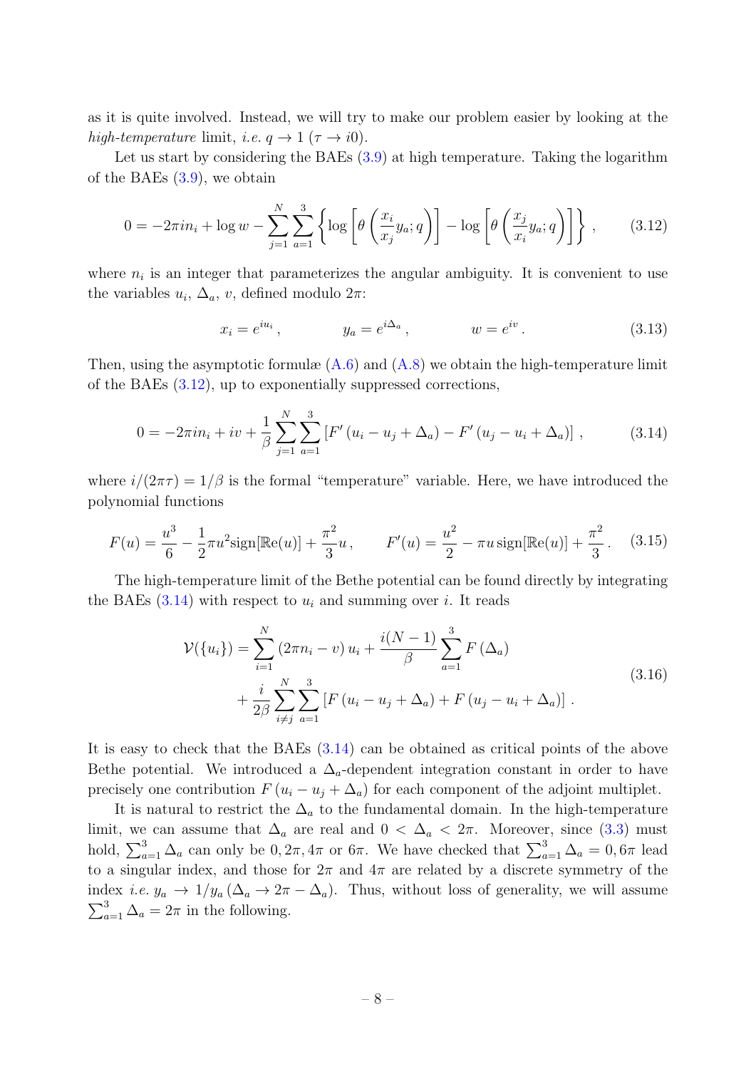as it is quite involved. Instead, we will try to make our problem easier by looking at the *high-temperature* limit, *i.e.* $q \to 1$ ($\tau \to i0$).

Let us start by considering the BAEs (3.9) at high temperature. Taking the logarithm of the BAEs (3.9), we obtain

$$0 = -2\pi i n_i + \log w - \sum_{j=1}^{N} \sum_{a=1}^{3} \left\{ \log \left[ \theta \left( \frac{x_i}{x_j} y_a; q \right) \right] - \log \left[ \theta \left( \frac{x_j}{x_i} y_a; q \right) \right] \right\} , \tag{3.12}$$

where $n_i$ is an integer that parameterizes the angular ambiguity. It is convenient to use the variables $u_i$, $\Delta_a$, $v$, defined modulo $2\pi$:

$$x_i = e^{iu_i} , \qquad y_a = e^{i\Delta_a} , \qquad w = e^{iv} . \tag{3.13}$$

Then, using the asymptotic formulæ (A.6) and (A.8) we obtain the high-temperature limit of the BAEs (3.12), up to exponentially suppressed corrections,

$$0 = -2\pi i n_i + iv + \frac{1}{\beta} \sum_{j=1}^{N} \sum_{a=1}^{3} \left[ F'\left(u_i - u_j + \Delta_a\right) - F'\left(u_j - u_i + \Delta_a\right) \right] , \tag{3.14}$$

where $i/(2\pi\tau) = 1/\beta$ is the formal "temperature" variable. Here, we have introduced the polynomial functions

$$F(u) = \frac{u^3}{6} - \frac{1}{2}\pi u^2 \text{sign}[\mathbb{R}\text{e}(u)] + \frac{\pi^2}{3} u , \qquad F'(u) = \frac{u^2}{2} - \pi u \, \text{sign}[\mathbb{R}\text{e}(u)] + \frac{\pi^2}{3} . \tag{3.15}$$

The high-temperature limit of the Bethe potential can be found directly by integrating the BAEs (3.14) with respect to $u_i$ and summing over $i$. It reads

$$\begin{aligned}
\mathcal{V}(\{u_i\}) = &\sum_{i=1}^{N} \left(2\pi n_i - v\right) u_i + \frac{i(N-1)}{\beta} \sum_{a=1}^{3} F\left(\Delta_a\right) \\
&+ \frac{i}{2\beta} \sum_{i \neq j}^{N} \sum_{a=1}^{3} \left[ F\left(u_i - u_j + \Delta_a\right) + F\left(u_j - u_i + \Delta_a\right) \right] .
\end{aligned} \tag{3.16}$$

It is easy to check that the BAEs (3.14) can be obtained as critical points of the above Bethe potential. We introduced a $\Delta_a$-dependent integration constant in order to have precisely one contribution $F\left(u_i - u_j + \Delta_a\right)$ for each component of the adjoint multiplet.

It is natural to restrict the $\Delta_a$ to the fundamental domain. In the high-temperature limit, we can assume that $\Delta_a$ are real and $0 < \Delta_a < 2\pi$. Moreover, since (3.3) must hold, $\sum_{a=1}^{3} \Delta_a$ can only be $0, 2\pi, 4\pi$ or $6\pi$. We have checked that $\sum_{a=1}^{3} \Delta_a = 0, 6\pi$ lead to a singular index, and those for $2\pi$ and $4\pi$ are related by a discrete symmetry of the index *i.e.* $y_a \to 1/y_a$ ($\Delta_a \to 2\pi - \Delta_a$). Thus, without loss of generality, we will assume $\sum_{a=1}^{3} \Delta_a = 2\pi$ in the following.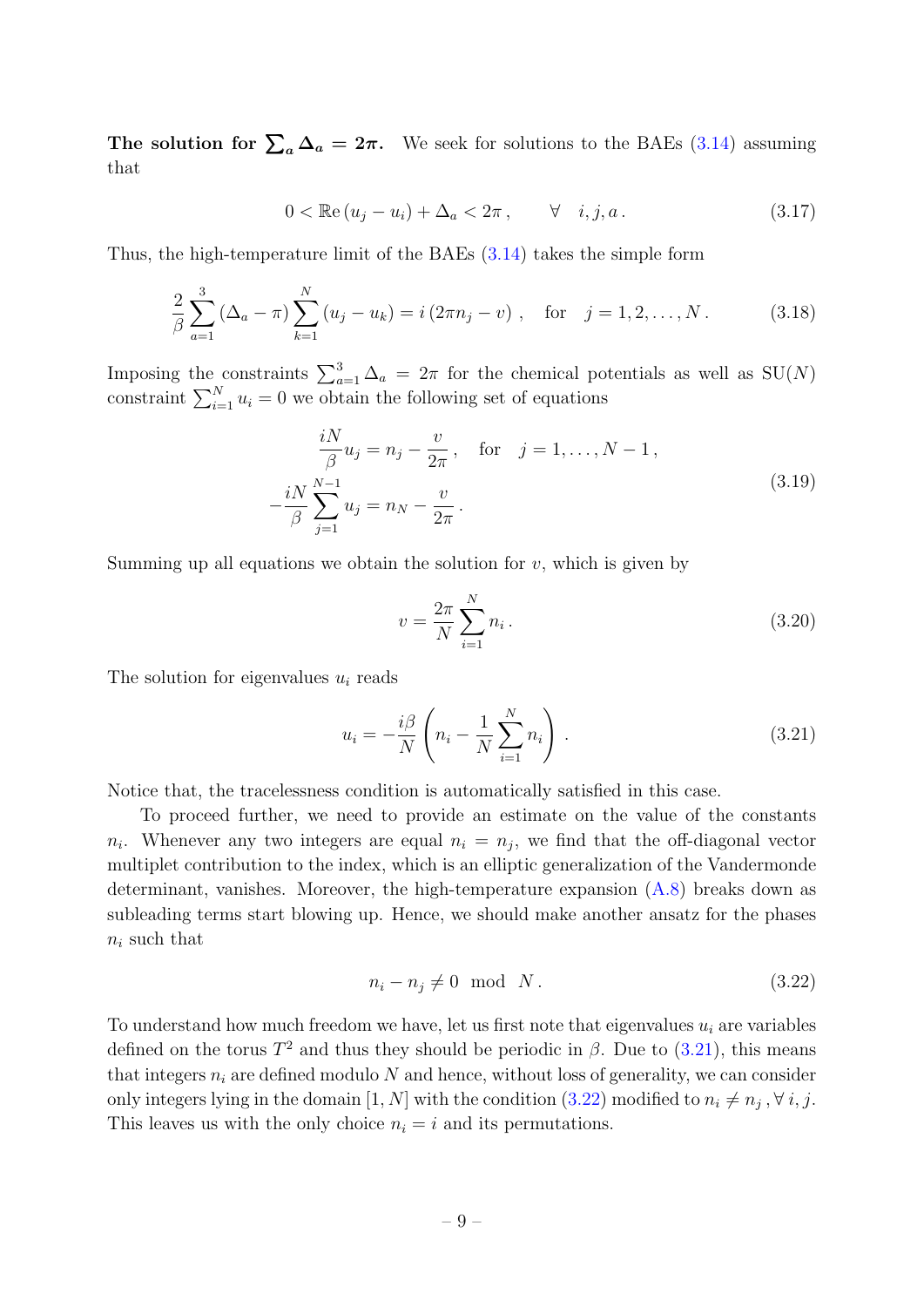**The solution for $\sum_a \Delta_a = 2\pi$.** We seek for solutions to the BAEs (3.14) assuming that

$$0 < \mathbb{Re}\,(u_j - u_i) + \Delta_a < 2\pi\,, \qquad \forall \quad i, j, a\,. \tag{3.17}$$

Thus, the high-temperature limit of the BAEs (3.14) takes the simple form

$$\frac{2}{\beta}\sum_{a=1}^{3}(\Delta_a - \pi)\sum_{k=1}^{N}(u_j - u_k) = i\,(2\pi n_j - v)\;, \quad \text{for} \quad j = 1, 2, \ldots, N\,. \tag{3.18}$$

Imposing the constraints $\sum_{a=1}^{3}\Delta_a = 2\pi$ for the chemical potentials as well as SU($N$) constraint $\sum_{i=1}^{N} u_i = 0$ we obtain the following set of equations

$$\begin{aligned}
\frac{iN}{\beta}u_j &= n_j - \frac{v}{2\pi}\,, \quad \text{for} \quad j = 1, \ldots, N-1\,,\\
-\frac{iN}{\beta}\sum_{j=1}^{N-1} u_j &= n_N - \frac{v}{2\pi}\,.
\end{aligned} \tag{3.19}$$

Summing up all equations we obtain the solution for $v$, which is given by

$$v = \frac{2\pi}{N}\sum_{i=1}^{N} n_i\,. \tag{3.20}$$

The solution for eigenvalues $u_i$ reads

$$u_i = -\frac{i\beta}{N}\left(n_i - \frac{1}{N}\sum_{i=1}^{N} n_i\right)\,. \tag{3.21}$$

Notice that, the tracelessness condition is automatically satisfied in this case.

To proceed further, we need to provide an estimate on the value of the constants $n_i$. Whenever any two integers are equal $n_i = n_j$, we find that the off-diagonal vector multiplet contribution to the index, which is an elliptic generalization of the Vandermonde determinant, vanishes. Moreover, the high-temperature expansion (A.8) breaks down as subleading terms start blowing up. Hence, we should make another ansatz for the phases $n_i$ such that

$$n_i - n_j \neq 0 \mod N\,. \tag{3.22}$$

To understand how much freedom we have, let us first note that eigenvalues $u_i$ are variables defined on the torus $T^2$ and thus they should be periodic in $\beta$. Due to (3.21), this means that integers $n_i$ are defined modulo $N$ and hence, without loss of generality, we can consider only integers lying in the domain $[1, N]$ with the condition (3.22) modified to $n_i \neq n_j\,, \forall\, i, j$. This leaves us with the only choice $n_i = i$ and its permutations.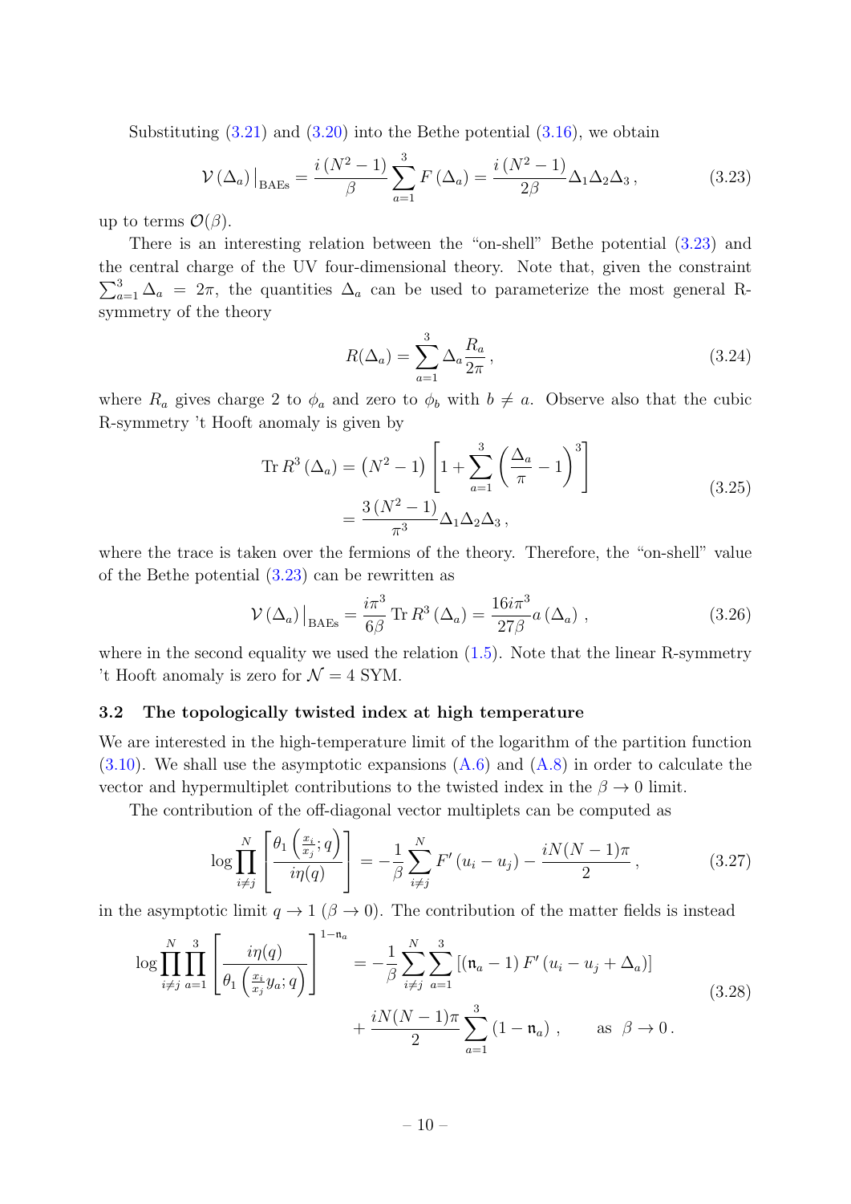Substituting (3.21) and (3.20) into the Bethe potential (3.16), we obtain

$$\mathcal{V}\left(\Delta_a\right)\big|_{\text{BAEs}} = \frac{i\left(N^2-1\right)}{\beta}\sum_{a=1}^{3} F\left(\Delta_a\right) = \frac{i\left(N^2-1\right)}{2\beta}\Delta_1\Delta_2\Delta_3\,, \tag{3.23}$$

up to terms $\mathcal{O}(\beta)$.

There is an interesting relation between the "on-shell" Bethe potential (3.23) and the central charge of the UV four-dimensional theory. Note that, given the constraint $\sum_{a=1}^{3}\Delta_a = 2\pi$, the quantities $\Delta_a$ can be used to parameterize the most general R-symmetry of the theory

$$R(\Delta_a) = \sum_{a=1}^{3}\Delta_a\frac{R_a}{2\pi}\,, \tag{3.24}$$

where $R_a$ gives charge 2 to $\phi_a$ and zero to $\phi_b$ with $b \neq a$. Observe also that the cubic R-symmetry 't Hooft anomaly is given by

$$\begin{aligned}\operatorname{Tr} R^3\left(\Delta_a\right) &= \left(N^2-1\right)\left[1+\sum_{a=1}^{3}\left(\frac{\Delta_a}{\pi}-1\right)^3\right] \\ &= \frac{3\left(N^2-1\right)}{\pi^3}\Delta_1\Delta_2\Delta_3\,,\end{aligned} \tag{3.25}$$

where the trace is taken over the fermions of the theory. Therefore, the "on-shell" value of the Bethe potential (3.23) can be rewritten as

$$\mathcal{V}\left(\Delta_a\right)\big|_{\text{BAEs}} = \frac{i\pi^3}{6\beta}\operatorname{Tr} R^3\left(\Delta_a\right) = \frac{16 i\pi^3}{27\beta}a\left(\Delta_a\right)\,, \tag{3.26}$$

where in the second equality we used the relation (1.5). Note that the linear R-symmetry 't Hooft anomaly is zero for $\mathcal{N}=4$ SYM.

### 3.2 The topologically twisted index at high temperature

We are interested in the high-temperature limit of the logarithm of the partition function (3.10). We shall use the asymptotic expansions (A.6) and (A.8) in order to calculate the vector and hypermultiplet contributions to the twisted index in the $\beta \to 0$ limit.

The contribution of the off-diagonal vector multiplets can be computed as

$$\log\prod_{i\neq j}^{N}\left[\frac{\theta_1\left(\frac{x_i}{x_j};q\right)}{i\eta(q)}\right] = -\frac{1}{\beta}\sum_{i\neq j}^{N}F'\left(u_i-u_j\right) - \frac{iN(N-1)\pi}{2}\,, \tag{3.27}$$

in the asymptotic limit $q\to 1$ ($\beta \to 0$). The contribution of the matter fields is instead

$$\begin{aligned}\log\prod_{i\neq j}^{N}\prod_{a=1}^{3}\left[\frac{i\eta(q)}{\theta_1\left(\frac{x_i}{x_j}y_a;q\right)}\right]^{1-\mathfrak{n}_a} &= -\frac{1}{\beta}\sum_{i\neq j}^{N}\sum_{a=1}^{3}\left[\left(\mathfrak{n}_a-1\right)F'\left(u_i-u_j+\Delta_a\right)\right] \\ &\quad + \frac{iN(N-1)\pi}{2}\sum_{a=1}^{3}\left(1-\mathfrak{n}_a\right)\,, \qquad \text{as } \beta\to 0\,.\end{aligned} \tag{3.28}$$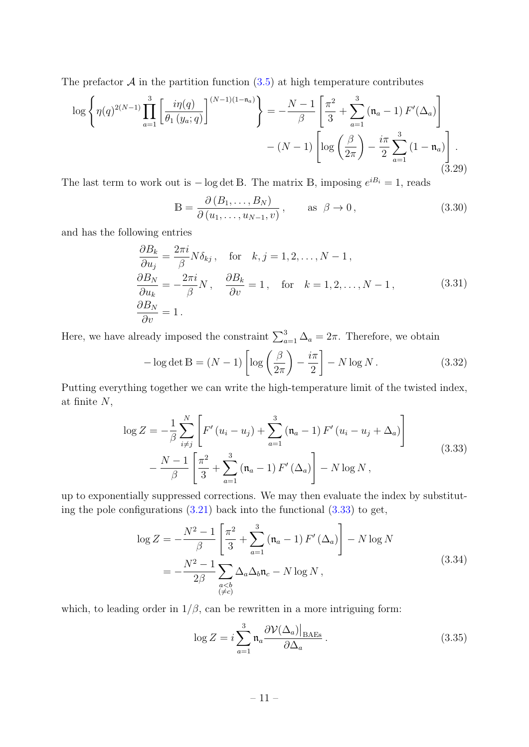The prefactor $\mathcal{A}$ in the partition function (3.5) at high temperature contributes

$$\log\left\{\eta(q)^{2(N-1)}\prod_{a=1}^{3}\left[\frac{i\eta(q)}{\theta_1\left(y_a;q\right)}\right]^{(N-1)(1-\mathfrak{n}_a)}\right\} = -\frac{N-1}{\beta}\left[\frac{\pi^2}{3}+\sum_{a=1}^{3}\left(\mathfrak{n}_a-1\right)F'(\Delta_a)\right] - (N-1)\left[\log\left(\frac{\beta}{2\pi}\right)-\frac{i\pi}{2}\sum_{a=1}^{3}\left(1-\mathfrak{n}_a\right)\right]. \tag{3.29}$$

The last term to work out is $-\log\det\mathbb{B}$. The matrix $\mathbb{B}$, imposing $e^{iB_i}=1$, reads

$$\mathbb{B}=\frac{\partial\left(B_1,\ldots,B_N\right)}{\partial\left(u_1,\ldots,u_{N-1},v\right)}\,,\qquad \text{as}\;\;\beta\to 0\,, \tag{3.30}$$

and has the following entries

$$\begin{aligned}
&\frac{\partial B_k}{\partial u_j}=\frac{2\pi i}{\beta}N\delta_{kj}\,,\quad \text{for}\quad k,j=1,2,\ldots,N-1\,,\\
&\frac{\partial B_N}{\partial u_k}=-\frac{2\pi i}{\beta}N\,,\quad \frac{\partial B_k}{\partial v}=1\,,\quad \text{for}\quad k=1,2,\ldots,N-1\,,\\
&\frac{\partial B_N}{\partial v}=1\,.
\end{aligned} \tag{3.31}$$

Here, we have already imposed the constraint $\sum_{a=1}^{3}\Delta_a=2\pi$. Therefore, we obtain

$$-\log\det\mathbb{B}=(N-1)\left[\log\left(\frac{\beta}{2\pi}\right)-\frac{i\pi}{2}\right]-N\log N\,. \tag{3.32}$$

Putting everything together we can write the high-temperature limit of the twisted index, at finite $N$,

$$\begin{aligned}
\log Z=&-\frac{1}{\beta}\sum_{i\neq j}^{N}\left[F'\left(u_i-u_j\right)+\sum_{a=1}^{3}\left(\mathfrak{n}_a-1\right)F'\left(u_i-u_j+\Delta_a\right)\right]\\
&-\frac{N-1}{\beta}\left[\frac{\pi^2}{3}+\sum_{a=1}^{3}\left(\mathfrak{n}_a-1\right)F'\left(\Delta_a\right)\right]-N\log N\,,
\end{aligned} \tag{3.33}$$

up to exponentially suppressed corrections. We may then evaluate the index by substituting the pole configurations (3.21) back into the functional (3.33) to get,

$$\begin{aligned}
\log Z&=-\frac{N^2-1}{\beta}\left[\frac{\pi^2}{3}+\sum_{a=1}^{3}\left(\mathfrak{n}_a-1\right)F'\left(\Delta_a\right)\right]-N\log N\\
&=-\frac{N^2-1}{2\beta}\sum_{\substack{a<b\\(\neq c)}}\Delta_a\Delta_b\mathfrak{n}_c-N\log N\,,
\end{aligned} \tag{3.34}$$

which, to leading order in $1/\beta$, can be rewritten in a more intriguing form:

$$\log Z=i\sum_{a=1}^{3}\mathfrak{n}_a\frac{\partial\mathcal{V}(\Delta_a)\big|_{\text{BAEs}}}{\partial\Delta_a}\,. \tag{3.35}$$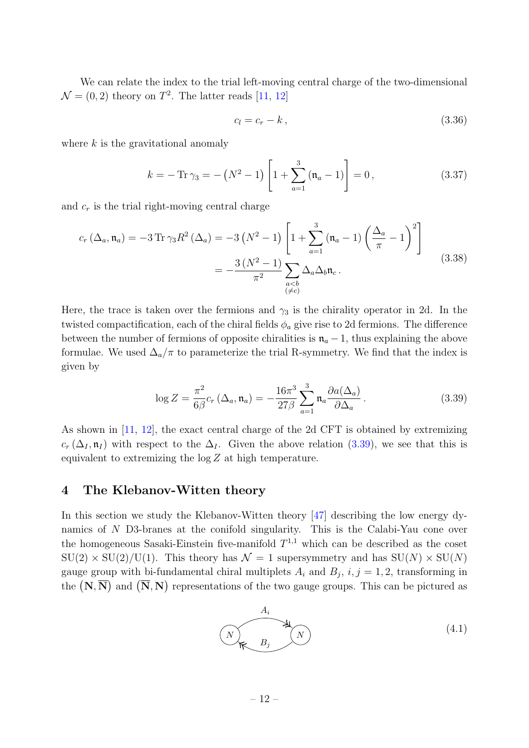We can relate the index to the trial left-moving central charge of the two-dimensional $\mathcal{N} = (0,2)$ theory on $T^2$. The latter reads [11, 12]

$$
c_l = c_r - k \,, \tag{3.36}
$$

where $k$ is the gravitational anomaly

$$
k = -\operatorname{Tr}\gamma_3 = -\left(N^2-1\right)\left[1 + \sum_{a=1}^{3}\left(\mathfrak{n}_a - 1\right)\right] = 0\,, \tag{3.37}
$$

and $c_r$ is the trial right-moving central charge

$$
\begin{aligned}
c_r\left(\Delta_a, \mathfrak{n}_a\right) = -3\operatorname{Tr}\gamma_3 R^2\left(\Delta_a\right) &= -3\left(N^2-1\right)\left[1 + \sum_{a=1}^{3}\left(\mathfrak{n}_a - 1\right)\left(\frac{\Delta_a}{\pi} - 1\right)^2\right] \\
&= -\frac{3\left(N^2-1\right)}{\pi^2}\sum_{\substack{a<b \\ (\neq c)}}\Delta_a\Delta_b\mathfrak{n}_c \,.
\end{aligned} \tag{3.38}
$$

Here, the trace is taken over the fermions and $\gamma_3$ is the chirality operator in 2d. In the twisted compactification, each of the chiral fields $\phi_a$ give rise to 2d fermions. The difference between the number of fermions of opposite chiralities is $\mathfrak{n}_a - 1$, thus explaining the above formulae. We used $\Delta_a/\pi$ to parameterize the trial R-symmetry. We find that the index is given by

$$
\log Z = \frac{\pi^2}{6\beta}c_r\left(\Delta_a, \mathfrak{n}_a\right) = -\frac{16\pi^3}{27\beta}\sum_{a=1}^{3}\mathfrak{n}_a\frac{\partial a(\Delta_a)}{\partial\Delta_a}\,. \tag{3.39}
$$

As shown in [11, 12], the exact central charge of the 2d CFT is obtained by extremizing $c_r\left(\Delta_I, \mathfrak{n}_I\right)$ with respect to the $\Delta_I$. Given the above relation (3.39), we see that this is equivalent to extremizing the $\log Z$ at high temperature.

## 4 The Klebanov-Witten theory

In this section we study the Klebanov-Witten theory [47] describing the low energy dynamics of $N$ D3-branes at the conifold singularity. This is the Calabi-Yau cone over the homogeneous Sasaki-Einstein five-manifold $T^{1,1}$ which can be described as the coset $\mathrm{SU}(2)\times\mathrm{SU}(2)/\mathrm{U}(1)$. This theory has $\mathcal{N} = 1$ supersymmetry and has $\mathrm{SU}(N)\times\mathrm{SU}(N)$ gauge group with bi-fundamental chiral multiplets $A_i$ and $B_j$, $i,j = 1,2$, transforming in the $\left(\mathbf{N}, \overline{\mathbf{N}}\right)$ and $\left(\overline{\mathbf{N}}, \mathbf{N}\right)$ representations of the two gauge groups. This can be pictured as

$$
N \underset{B_j}{\overset{A_i}{\rightleftarrows}} N \tag{4.1}
$$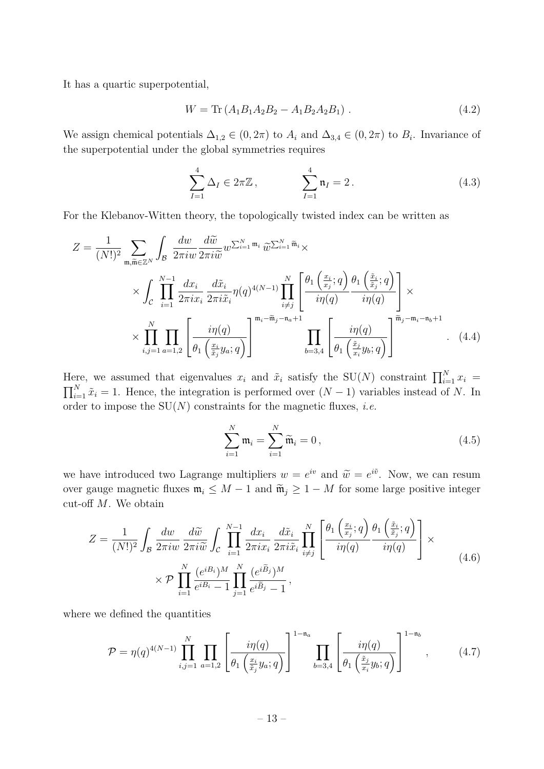It has a quartic superpotential,

$$W = \text{Tr}\left(A_1 B_1 A_2 B_2 - A_1 B_2 A_2 B_1\right) . \tag{4.2}$$

We assign chemical potentials $\Delta_{1,2} \in (0, 2\pi)$ to $A_i$ and $\Delta_{3,4} \in (0, 2\pi)$ to $B_i$. Invariance of the superpotential under the global symmetries requires

$$\sum_{I=1}^{4} \Delta_I \in 2\pi\mathbb{Z}\,, \qquad\qquad \sum_{I=1}^{4} \mathfrak{n}_I = 2\,. \tag{4.3}$$

For the Klebanov-Witten theory, the topologically twisted index can be written as

$$\begin{aligned} Z = \frac{1}{(N!)^2} \sum_{\mathfrak{m},\widetilde{\mathfrak{m}} \in \mathbb{Z}^N} \int_{\mathcal{B}} \frac{dw}{2\pi i w} \frac{d\widetilde{w}}{2\pi i \widetilde{w}} w^{\sum_{i=1}^N \mathfrak{m}_i}\, \widetilde{w}^{\sum_{i=1}^N \widetilde{\mathfrak{m}}_i} \times \\ \times \int_{\mathcal{C}} \prod_{i=1}^{N-1} \frac{dx_i}{2\pi i x_i} \frac{d\tilde{x}_i}{2\pi i \tilde{x}_i} \eta(q)^{4(N-1)} \prod_{i \neq j}^{N} \left[ \frac{\theta_1\left(\frac{x_i}{x_j}; q\right)}{i\eta(q)} \frac{\theta_1\left(\frac{\tilde{x}_i}{\tilde{x}_j}; q\right)}{i\eta(q)} \right] \times \\ \times \prod_{i,j=1}^{N} \prod_{a=1,2} \left[ \frac{i\eta(q)}{\theta_1\left(\frac{x_i}{\tilde{x}_j} y_a; q\right)} \right]^{\mathfrak{m}_i - \widetilde{\mathfrak{m}}_j - \mathfrak{n}_a + 1} \prod_{b=3,4} \left[ \frac{i\eta(q)}{\theta_1\left(\frac{\tilde{x}_j}{x_i} y_b; q\right)} \right]^{\widetilde{\mathfrak{m}}_j - \mathfrak{m}_i - \mathfrak{n}_b + 1} . \end{aligned} \tag{4.4}$$

Here, we assumed that eigenvalues $x_i$ and $\tilde{x}_i$ satisfy the $\text{SU}(N)$ constraint $\prod_{i=1}^N x_i = \prod_{i=1}^N \tilde{x}_i = 1$. Hence, the integration is performed over $(N-1)$ variables instead of $N$. In order to impose the $\text{SU}(N)$ constraints for the magnetic fluxes, *i.e.*

$$\sum_{i=1}^{N} \mathfrak{m}_i = \sum_{i=1}^{N} \widetilde{\mathfrak{m}}_i = 0\,, \tag{4.5}$$

we have introduced two Lagrange multipliers $w = e^{iv}$ and $\widetilde{w} = e^{i\tilde{v}}$. Now, we can resum over gauge magnetic fluxes $\mathfrak{m}_i \leq M - 1$ and $\widetilde{\mathfrak{m}}_j \geq 1 - M$ for some large positive integer cut-off $M$. We obtain

$$\begin{aligned} Z = \frac{1}{(N!)^2} \int_{\mathcal{B}} \frac{dw}{2\pi i w} \frac{d\widetilde{w}}{2\pi i \widetilde{w}} \int_{\mathcal{C}} \prod_{i=1}^{N-1} \frac{dx_i}{2\pi i x_i} \frac{d\tilde{x}_i}{2\pi i \tilde{x}_i} \prod_{i \neq j}^{N} \left[ \frac{\theta_1\left(\frac{x_i}{x_j}; q\right)}{i\eta(q)} \frac{\theta_1\left(\frac{\tilde{x}_i}{\tilde{x}_j}; q\right)}{i\eta(q)} \right] \times \\ \times \mathcal{P} \prod_{i=1}^{N} \frac{(e^{iB_i})^M}{e^{iB_i} - 1} \prod_{j=1}^{N} \frac{(e^{i\widetilde{B}_j})^M}{e^{i\widetilde{B}_j} - 1}\,, \end{aligned} \tag{4.6}$$

where we defined the quantities

$$\mathcal{P} = \eta(q)^{4(N-1)} \prod_{i,j=1}^{N} \prod_{a=1,2} \left[ \frac{i\eta(q)}{\theta_1\left(\frac{x_i}{\tilde{x}_j} y_a; q\right)} \right]^{1-\mathfrak{n}_a} \prod_{b=3,4} \left[ \frac{i\eta(q)}{\theta_1\left(\frac{\tilde{x}_j}{x_i} y_b; q\right)} \right]^{1-\mathfrak{n}_b}\,, \tag{4.7}$$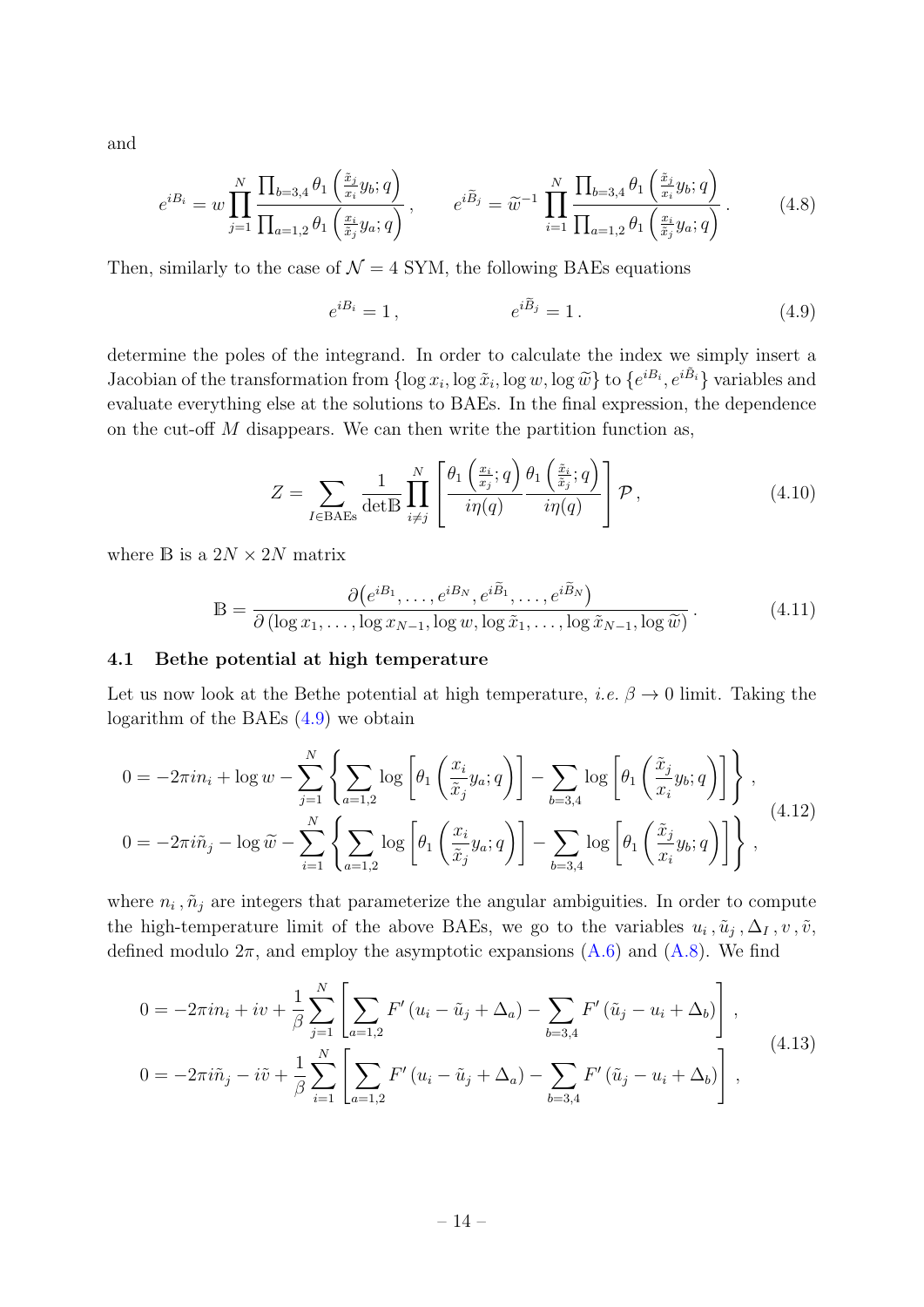and

$$e^{iB_i} = w \prod_{j=1}^{N} \frac{\prod_{b=3,4} \theta_1\left(\frac{\tilde{x}_j}{x_i} y_b; q\right)}{\prod_{a=1,2} \theta_1\left(\frac{x_i}{\tilde{x}_j} y_a; q\right)}\,, \qquad e^{i\widetilde{B}_j} = \widetilde{w}^{-1} \prod_{i=1}^{N} \frac{\prod_{b=3,4} \theta_1\left(\frac{\tilde{x}_j}{x_i} y_b; q\right)}{\prod_{a=1,2} \theta_1\left(\frac{x_i}{\tilde{x}_j} y_a; q\right)}\,. \tag{4.8}$$

Then, similarly to the case of $\mathcal{N}=4$ SYM, the following BAEs equations

$$e^{iB_i} = 1\,, \qquad\qquad e^{i\widetilde{B}_j} = 1\,. \tag{4.9}$$

determine the poles of the integrand. In order to calculate the index we simply insert a Jacobian of the transformation from $\{\log x_i, \log \tilde{x}_i, \log w, \log \widetilde{w}\}$ to $\{e^{iB_i}, e^{i\tilde{B}_i}\}$ variables and evaluate everything else at the solutions to BAEs. In the final expression, the dependence on the cut-off $M$ disappears. We can then write the partition function as,

$$Z = \sum_{I \in \text{BAEs}} \frac{1}{\det \mathbb{B}} \prod_{i \neq j}^{N} \left[ \frac{\theta_1\left(\frac{x_i}{x_j}; q\right)}{i\eta(q)} \frac{\theta_1\left(\frac{\tilde{x}_i}{\tilde{x}_j}; q\right)}{i\eta(q)} \right] \mathcal{P}\,, \tag{4.10}$$

where $\mathbb{B}$ is a $2N \times 2N$ matrix

$$\mathbb{B} = \frac{\partial\left(e^{iB_1}, \ldots, e^{iB_N}, e^{i\widetilde{B}_1}, \ldots, e^{i\widetilde{B}_N}\right)}{\partial\left(\log x_1, \ldots, \log x_{N-1}, \log w, \log \tilde{x}_1, \ldots, \log \tilde{x}_{N-1}, \log \widetilde{w}\right)}\,. \tag{4.11}$$

### 4.1 Bethe potential at high temperature

Let us now look at the Bethe potential at high temperature, *i.e.* $\beta \to 0$ limit. Taking the logarithm of the BAEs (4.9) we obtain

$$\begin{aligned}
0 &= -2\pi i n_i + \log w - \sum_{j=1}^{N} \left\{ \sum_{a=1,2} \log\left[\theta_1\left(\frac{x_i}{\tilde{x}_j} y_a; q\right)\right] - \sum_{b=3,4} \log\left[\theta_1\left(\frac{\tilde{x}_j}{x_i} y_b; q\right)\right] \right\}, \\
0 &= -2\pi i \tilde{n}_j - \log \widetilde{w} - \sum_{i=1}^{N} \left\{ \sum_{a=1,2} \log\left[\theta_1\left(\frac{x_i}{\tilde{x}_j} y_a; q\right)\right] - \sum_{b=3,4} \log\left[\theta_1\left(\frac{\tilde{x}_j}{x_i} y_b; q\right)\right] \right\},
\end{aligned} \tag{4.12}$$

where $n_i\,, \tilde{n}_j$ are integers that parameterize the angular ambiguities. In order to compute the high-temperature limit of the above BAEs, we go to the variables $u_i\,, \tilde{u}_j\,, \Delta_I\,, v\,, \tilde{v}$, defined modulo $2\pi$, and employ the asymptotic expansions (A.6) and (A.8). We find

$$\begin{aligned}
0 &= -2\pi i n_i + i v + \frac{1}{\beta} \sum_{j=1}^{N} \left[ \sum_{a=1,2} F'\left(u_i - \tilde{u}_j + \Delta_a\right) - \sum_{b=3,4} F'\left(\tilde{u}_j - u_i + \Delta_b\right) \right], \\
0 &= -2\pi i \tilde{n}_j - i \tilde{v} + \frac{1}{\beta} \sum_{i=1}^{N} \left[ \sum_{a=1,2} F'\left(u_i - \tilde{u}_j + \Delta_a\right) - \sum_{b=3,4} F'\left(\tilde{u}_j - u_i + \Delta_b\right) \right],
\end{aligned} \tag{4.13}$$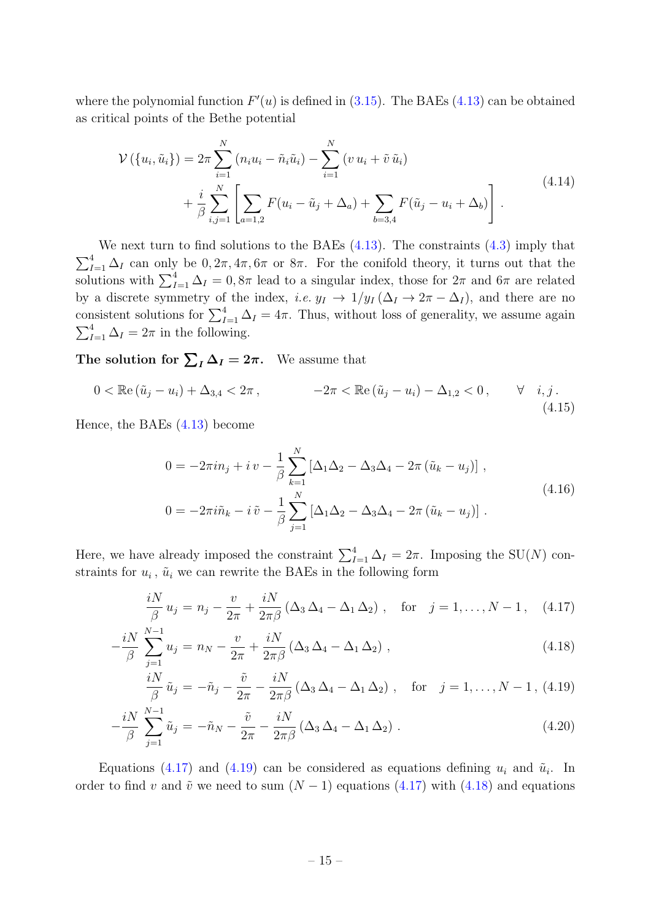where the polynomial function $F'(u)$ is defined in (3.15). The BAEs (4.13) can be obtained as critical points of the Bethe potential

$$
\begin{aligned}
\mathcal{V}\left(\{u_i, \tilde{u}_i\}\right) = 2\pi \sum_{i=1}^{N} \left(n_i u_i - \tilde{n}_i \tilde{u}_i\right) - \sum_{i=1}^{N} \left(v\, u_i + \tilde{v}\, \tilde{u}_i\right) \\
+ \frac{i}{\beta} \sum_{i,j=1}^{N} \left[ \sum_{a=1,2} F(u_i - \tilde{u}_j + \Delta_a) + \sum_{b=3,4} F(\tilde{u}_j - u_i + \Delta_b) \right] .
\end{aligned}
\tag{4.14}
$$

We next turn to find solutions to the BAEs (4.13). The constraints (4.3) imply that $\sum_{I=1}^{4} \Delta_I$ can only be $0, 2\pi, 4\pi, 6\pi$ or $8\pi$. For the conifold theory, it turns out that the solutions with $\sum_{I=1}^{4} \Delta_I = 0, 8\pi$ lead to a singular index, those for $2\pi$ and $6\pi$ are related by a discrete symmetry of the index, *i.e.* $y_I \to 1/y_I$ $(\Delta_I \to 2\pi - \Delta_I)$, and there are no consistent solutions for $\sum_{I=1}^{4} \Delta_I = 4\pi$. Thus, without loss of generality, we assume again $\sum_{I=1}^{4} \Delta_I = 2\pi$ in the following.

**The solution for $\sum_I \Delta_I = 2\pi$.** We assume that

$$
0 < \mathrm{Re}\left(\tilde{u}_j - u_i\right) + \Delta_{3,4} < 2\pi \,, \qquad\qquad -2\pi < \mathrm{Re}\left(\tilde{u}_j - u_i\right) - \Delta_{1,2} < 0 \,, \qquad \forall \quad i, j \,.
\tag{4.15}
$$

Hence, the BAEs (4.13) become

$$
\begin{aligned}
0 &= -2\pi i n_j + i\, v - \frac{1}{\beta} \sum_{k=1}^{N} \left[ \Delta_1 \Delta_2 - \Delta_3 \Delta_4 - 2\pi \left(\tilde{u}_k - u_j\right) \right] , \\
0 &= -2\pi i \tilde{n}_k - i\, \tilde{v} - \frac{1}{\beta} \sum_{j=1}^{N} \left[ \Delta_1 \Delta_2 - \Delta_3 \Delta_4 - 2\pi \left(\tilde{u}_k - u_j\right) \right] .
\end{aligned}
\tag{4.16}
$$

Here, we have already imposed the constraint $\sum_{I=1}^{4} \Delta_I = 2\pi$. Imposing the SU($N$) constraints for $u_i$, $\tilde{u}_i$ we can rewrite the BAEs in the following form

$$
\frac{iN}{\beta}\, u_j = n_j - \frac{v}{2\pi} + \frac{iN}{2\pi\beta} \left(\Delta_3\, \Delta_4 - \Delta_1\, \Delta_2\right) , \quad \text{for} \quad j = 1, \dots, N-1 \,, \tag{4.17}
$$

$$
-\frac{iN}{\beta} \sum_{j=1}^{N-1} u_j = n_N - \frac{v}{2\pi} + \frac{iN}{2\pi\beta} \left(\Delta_3\, \Delta_4 - \Delta_1\, \Delta_2\right) , \tag{4.18}
$$

$$
\frac{iN}{\beta}\, \tilde{u}_j = -\tilde{n}_j - \frac{\tilde{v}}{2\pi} - \frac{iN}{2\pi\beta} \left(\Delta_3\, \Delta_4 - \Delta_1\, \Delta_2\right) , \quad \text{for} \quad j = 1, \dots, N-1 \,, \tag{4.19}
$$

$$
-\frac{iN}{\beta} \sum_{j=1}^{N-1} \tilde{u}_j = -\tilde{n}_N - \frac{\tilde{v}}{2\pi} - \frac{iN}{2\pi\beta} \left(\Delta_3\, \Delta_4 - \Delta_1\, \Delta_2\right) . \tag{4.20}
$$

Equations (4.17) and (4.19) can be considered as equations defining $u_i$ and $\tilde{u}_i$. In order to find $v$ and $\tilde{v}$ we need to sum $(N-1)$ equations (4.17) with (4.18) and equations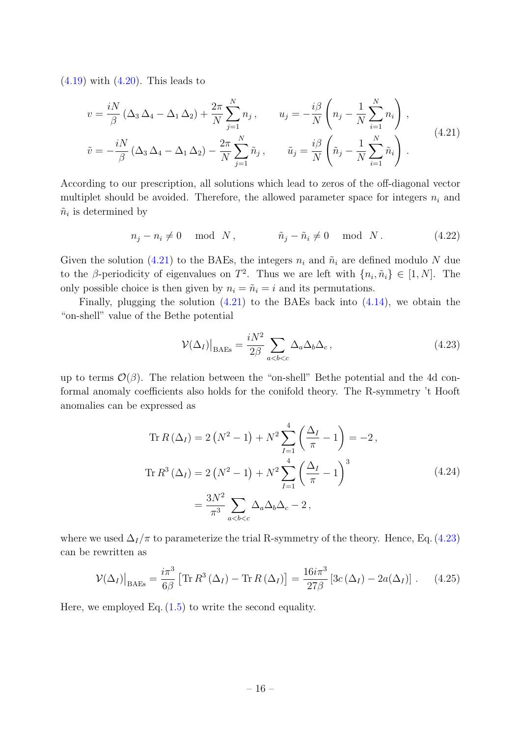(4.19) with (4.20). This leads to

$$
\begin{aligned}
v &= \frac{iN}{\beta}\left(\Delta_3\,\Delta_4 - \Delta_1\,\Delta_2\right) + \frac{2\pi}{N}\sum_{j=1}^{N} n_j\,, \qquad u_j = -\frac{i\beta}{N}\left(n_j - \frac{1}{N}\sum_{i=1}^{N} n_i\right)\,,\\
\tilde{v} &= -\frac{iN}{\beta}\left(\Delta_3\,\Delta_4 - \Delta_1\,\Delta_2\right) - \frac{2\pi}{N}\sum_{j=1}^{N} \tilde{n}_j\,, \qquad \tilde{u}_j = \frac{i\beta}{N}\left(\tilde{n}_j - \frac{1}{N}\sum_{i=1}^{N} \tilde{n}_i\right)\,.
\end{aligned}
\tag{4.21}
$$

According to our prescription, all solutions which lead to zeros of the off-diagonal vector multiplet should be avoided. Therefore, the allowed parameter space for integers $n_i$ and $\tilde{n}_i$ is determined by

$$
n_j - n_i \neq 0 \mod N\,, \qquad\qquad \tilde{n}_j - \tilde{n}_i \neq 0 \mod N\,. \tag{4.22}
$$

Given the solution (4.21) to the BAEs, the integers $n_i$ and $\tilde{n}_i$ are defined modulo $N$ due to the $\beta$-periodicity of eigenvalues on $T^2$. Thus we are left with $\{n_i, \tilde{n}_i\} \in [1, N]$. The only possible choice is then given by $n_i = \tilde{n}_i = i$ and its permutations.

Finally, plugging the solution (4.21) to the BAEs back into (4.14), we obtain the "on-shell" value of the Bethe potential

$$
\mathcal{V}(\Delta_I)\big|_{\text{BAEs}} = \frac{iN^2}{2\beta}\sum_{a<b<c}\Delta_a\Delta_b\Delta_c\,, \tag{4.23}
$$

up to terms $\mathcal{O}(\beta)$. The relation between the "on-shell" Bethe potential and the 4d conformal anomaly coefficients also holds for the conifold theory. The R-symmetry 't Hooft anomalies can be expressed as

$$
\begin{aligned}
\operatorname{Tr} R\left(\Delta_I\right) &= 2\left(N^2-1\right) + N^2\sum_{I=1}^{4}\left(\frac{\Delta_I}{\pi} - 1\right) = -2\,,\\
\operatorname{Tr} R^3\left(\Delta_I\right) &= 2\left(N^2-1\right) + N^2\sum_{I=1}^{4}\left(\frac{\Delta_I}{\pi} - 1\right)^3\\
&= \frac{3N^2}{\pi^3}\sum_{a<b<c}\Delta_a\Delta_b\Delta_c - 2\,,
\end{aligned}
\tag{4.24}
$$

where we used $\Delta_I/\pi$ to parameterize the trial R-symmetry of the theory. Hence, Eq. (4.23) can be rewritten as

$$
\mathcal{V}(\Delta_I)\big|_{\text{BAEs}} = \frac{i\pi^3}{6\beta}\left[\operatorname{Tr} R^3\left(\Delta_I\right) - \operatorname{Tr} R\left(\Delta_I\right)\right] = \frac{16 i\pi^3}{27\beta}\left[3c\left(\Delta_I\right) - 2a(\Delta_I)\right]\,. \tag{4.25}
$$

Here, we employed Eq. (1.5) to write the second equality.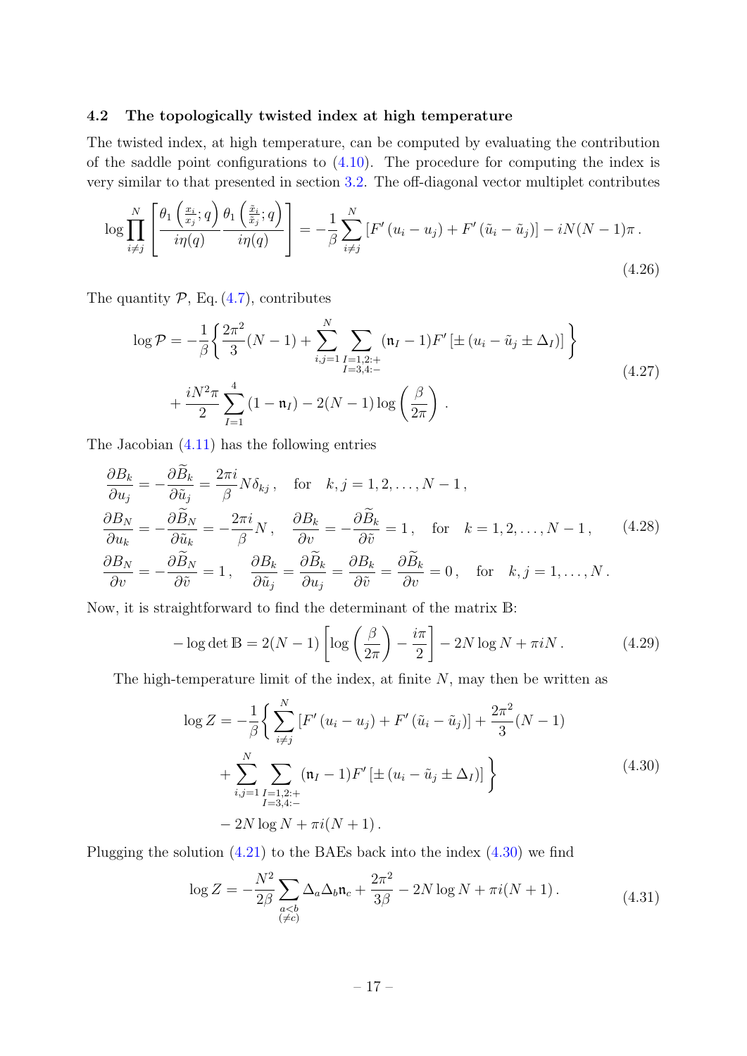### 4.2 The topologically twisted index at high temperature

The twisted index, at high temperature, can be computed by evaluating the contribution of the saddle point configurations to (4.10). The procedure for computing the index is very similar to that presented in section 3.2. The off-diagonal vector multiplet contributes

$$
\log \prod_{i\neq j}^{N} \left[ \frac{\theta_1\left(\frac{x_i}{x_j};q\right)}{i\eta(q)} \frac{\theta_1\left(\frac{\tilde{x}_i}{\tilde{x}_j};q\right)}{i\eta(q)} \right] = -\frac{1}{\beta} \sum_{i\neq j}^{N} \left[ F'\left(u_i - u_j\right) + F'\left(\tilde{u}_i - \tilde{u}_j\right) \right] - iN(N-1)\pi \,. \tag{4.26}
$$

The quantity $\mathcal{P}$, Eq. (4.7), contributes

$$
\begin{aligned}
\log \mathcal{P} = &-\frac{1}{\beta} \Bigg\{ \frac{2\pi^2}{3}(N-1) + \sum_{i,j=1}^{N} \sum_{\substack{I=1,2:+\\ I=3,4:-}} (\mathfrak{n}_I - 1) F'\left[\pm\left(u_i - \tilde{u}_j \pm \Delta_I\right)\right] \Bigg\} \\
&+ \frac{iN^2\pi}{2} \sum_{I=1}^{4} (1-\mathfrak{n}_I) - 2(N-1)\log\left(\frac{\beta}{2\pi}\right) .
\end{aligned} \tag{4.27}
$$

The Jacobian (4.11) has the following entries

$$
\begin{aligned}
&\frac{\partial B_k}{\partial u_j} = -\frac{\partial \widetilde{B}_k}{\partial \tilde{u}_j} = \frac{2\pi i}{\beta} N \delta_{kj} \,, \quad \text{for} \quad k,j = 1,2,\ldots,N-1 \,, \\
&\frac{\partial B_N}{\partial u_k} = -\frac{\partial \widetilde{B}_N}{\partial \tilde{u}_k} = -\frac{2\pi i}{\beta} N \,, \quad \frac{\partial B_k}{\partial v} = -\frac{\partial \widetilde{B}_k}{\partial \tilde{v}} = 1 \,, \quad \text{for} \quad k = 1,2,\ldots,N-1 \,, \\
&\frac{\partial B_N}{\partial v} = -\frac{\partial \widetilde{B}_N}{\partial \tilde{v}} = 1 \,, \quad \frac{\partial B_k}{\partial \tilde{u}_j} = \frac{\partial \widetilde{B}_k}{\partial u_j} = \frac{\partial B_k}{\partial \tilde{v}} = \frac{\partial \widetilde{B}_k}{\partial v} = 0 \,, \quad \text{for} \quad k,j = 1,\ldots,N \,.
\end{aligned} \tag{4.28}
$$

Now, it is straightforward to find the determinant of the matrix $\mathbb{B}$:

$$
-\log \det \mathbb{B} = 2(N-1)\left[\log\left(\frac{\beta}{2\pi}\right) - \frac{i\pi}{2}\right] - 2N\log N + \pi i N \,. \tag{4.29}
$$

The high-temperature limit of the index, at finite $N$, may then be written as

$$
\begin{aligned}
\log Z = &-\frac{1}{\beta} \Bigg\{ \sum_{i\neq j}^{N} \left[ F'\left(u_i - u_j\right) + F'\left(\tilde{u}_i - \tilde{u}_j\right) \right] + \frac{2\pi^2}{3}(N-1) \\
&+ \sum_{i,j=1}^{N} \sum_{\substack{I=1,2:+\\ I=3,4:-}} (\mathfrak{n}_I - 1) F'\left[\pm\left(u_i - \tilde{u}_j \pm \Delta_I\right)\right] \Bigg\} \\
&- 2N\log N + \pi i (N+1) \,.
\end{aligned} \tag{4.30}
$$

Plugging the solution (4.21) to the BAEs back into the index (4.30) we find

$$
\log Z = -\frac{N^2}{2\beta} \sum_{\substack{a<b\\ (\neq c)}} \Delta_a \Delta_b \mathfrak{n}_c + \frac{2\pi^2}{3\beta} - 2N\log N + \pi i (N+1) \,. \tag{4.31}
$$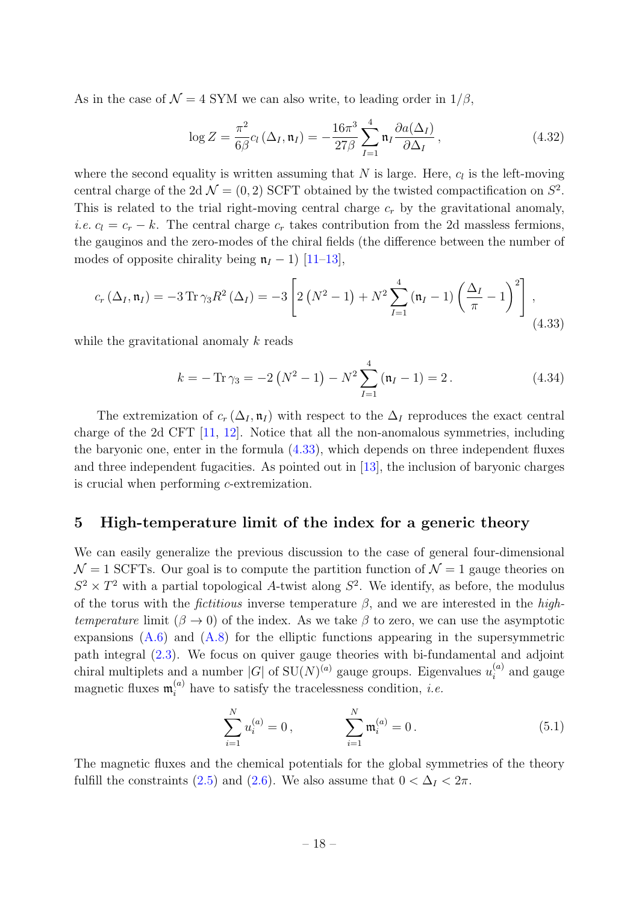As in the case of $\mathcal{N}=4$ SYM we can also write, to leading order in $1/\beta$,

$$
\log Z = \frac{\pi^2}{6\beta} c_l\left(\Delta_I, \mathfrak{n}_I\right) = -\frac{16\pi^3}{27\beta} \sum_{I=1}^{4} \mathfrak{n}_I \frac{\partial a(\Delta_I)}{\partial \Delta_I}\,, \tag{4.32}
$$

where the second equality is written assuming that $N$ is large. Here, $c_l$ is the left-moving central charge of the 2d $\mathcal{N}=(0,2)$ SCFT obtained by the twisted compactification on $S^2$. This is related to the trial right-moving central charge $c_r$ by the gravitational anomaly, *i.e.* $c_l = c_r - k$. The central charge $c_r$ takes contribution from the 2d massless fermions, the gauginos and the zero-modes of the chiral fields (the difference between the number of modes of opposite chirality being $\mathfrak{n}_I - 1$) [11–13],

$$
c_r\left(\Delta_I, \mathfrak{n}_I\right) = -3 \operatorname{Tr} \gamma_3 R^2\left(\Delta_I\right) = -3\left[2\left(N^2-1\right) + N^2 \sum_{I=1}^{4}\left(\mathfrak{n}_I - 1\right)\left(\frac{\Delta_I}{\pi} - 1\right)^2\right], \tag{4.33}
$$

while the gravitational anomaly $k$ reads

$$
k = -\operatorname{Tr} \gamma_3 = -2\left(N^2-1\right) - N^2 \sum_{I=1}^{4}\left(\mathfrak{n}_I - 1\right) = 2\,. \tag{4.34}
$$

The extremization of $c_r\left(\Delta_I, \mathfrak{n}_I\right)$ with respect to the $\Delta_I$ reproduces the exact central charge of the 2d CFT [11, 12]. Notice that all the non-anomalous symmetries, including the baryonic one, enter in the formula (4.33), which depends on three independent fluxes and three independent fugacities. As pointed out in [13], the inclusion of baryonic charges is crucial when performing $c$-extremization.

## 5 High-temperature limit of the index for a generic theory

We can easily generalize the previous discussion to the case of general four-dimensional $\mathcal{N}=1$ SCFTs. Our goal is to compute the partition function of $\mathcal{N}=1$ gauge theories on $S^2 \times T^2$ with a partial topological $A$-twist along $S^2$. We identify, as before, the modulus of the torus with the *fictitious* inverse temperature $\beta$, and we are interested in the *high-temperature* limit ($\beta \to 0$) of the index. As we take $\beta$ to zero, we can use the asymptotic expansions (A.6) and (A.8) for the elliptic functions appearing in the supersymmetric path integral (2.3). We focus on quiver gauge theories with bi-fundamental and adjoint chiral multiplets and a number $|G|$ of $\mathrm{SU}(N)^{(a)}$ gauge groups. Eigenvalues $u_i^{(a)}$ and gauge magnetic fluxes $\mathfrak{m}_i^{(a)}$ have to satisfy the tracelessness condition, *i.e.*

$$
\sum_{i=1}^{N} u_i^{(a)} = 0\,, \qquad\qquad \sum_{i=1}^{N} \mathfrak{m}_i^{(a)} = 0\,. \tag{5.1}
$$

The magnetic fluxes and the chemical potentials for the global symmetries of the theory fulfill the constraints (2.5) and (2.6). We also assume that $0 < \Delta_I < 2\pi$.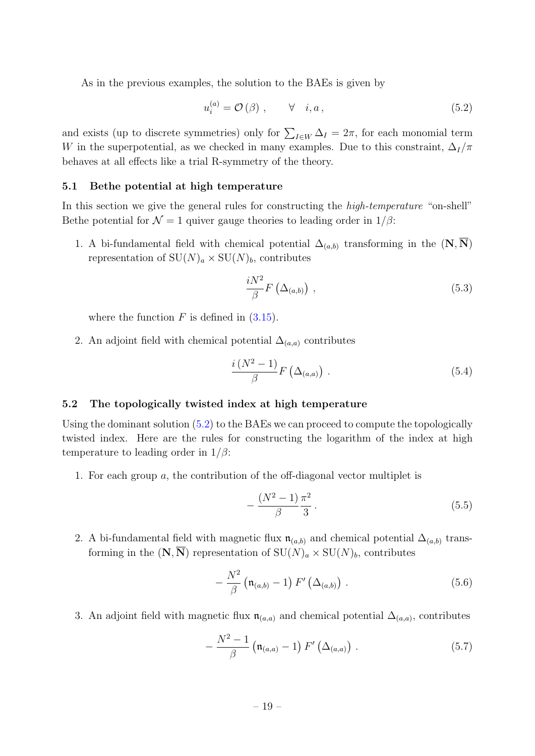As in the previous examples, the solution to the BAEs is given by

$$u_i^{(a)} = \mathcal{O}(\beta) \,, \qquad \forall \quad i, a \,, \tag{5.2}$$

and exists (up to discrete symmetries) only for $\sum_{I \in W} \Delta_I = 2\pi$, for each monomial term $W$ in the superpotential, as we checked in many examples. Due to this constraint, $\Delta_I/\pi$ behaves at all effects like a trial R-symmetry of the theory.

### 5.1 Bethe potential at high temperature

In this section we give the general rules for constructing the *high-temperature* "on-shell" Bethe potential for $\mathcal{N}=1$ quiver gauge theories to leading order in $1/\beta$:

1. A bi-fundamental field with chemical potential $\Delta_{(a,b)}$ transforming in the $(\mathbf{N}, \overline{\mathbf{N}})$ representation of $\mathrm{SU}(N)_a \times \mathrm{SU}(N)_b$, contributes

$$\frac{iN^2}{\beta} F\left(\Delta_{(a,b)}\right) \,, \tag{5.3}$$

   where the function $F$ is defined in (3.15).

2. An adjoint field with chemical potential $\Delta_{(a,a)}$ contributes

$$\frac{i\left(N^2-1\right)}{\beta} F\left(\Delta_{(a,a)}\right) \,. \tag{5.4}$$

### 5.2 The topologically twisted index at high temperature

Using the dominant solution (5.2) to the BAEs we can proceed to compute the topologically twisted index. Here are the rules for constructing the logarithm of the index at high temperature to leading order in $1/\beta$:

1. For each group $a$, the contribution of the off-diagonal vector multiplet is

$$-\frac{\left(N^2-1\right)}{\beta} \frac{\pi^2}{3} \,. \tag{5.5}$$

2. A bi-fundamental field with magnetic flux $\mathfrak{n}_{(a,b)}$ and chemical potential $\Delta_{(a,b)}$ transforming in the $(\mathbf{N}, \overline{\mathbf{N}})$ representation of $\mathrm{SU}(N)_a \times \mathrm{SU}(N)_b$, contributes

$$-\frac{N^2}{\beta}\left(\mathfrak{n}_{(a,b)}-1\right) F'\left(\Delta_{(a,b)}\right) \,. \tag{5.6}$$

3. An adjoint field with magnetic flux $\mathfrak{n}_{(a,a)}$ and chemical potential $\Delta_{(a,a)}$, contributes

$$-\frac{N^2-1}{\beta}\left(\mathfrak{n}_{(a,a)}-1\right) F'\left(\Delta_{(a,a)}\right) \,. \tag{5.7}$$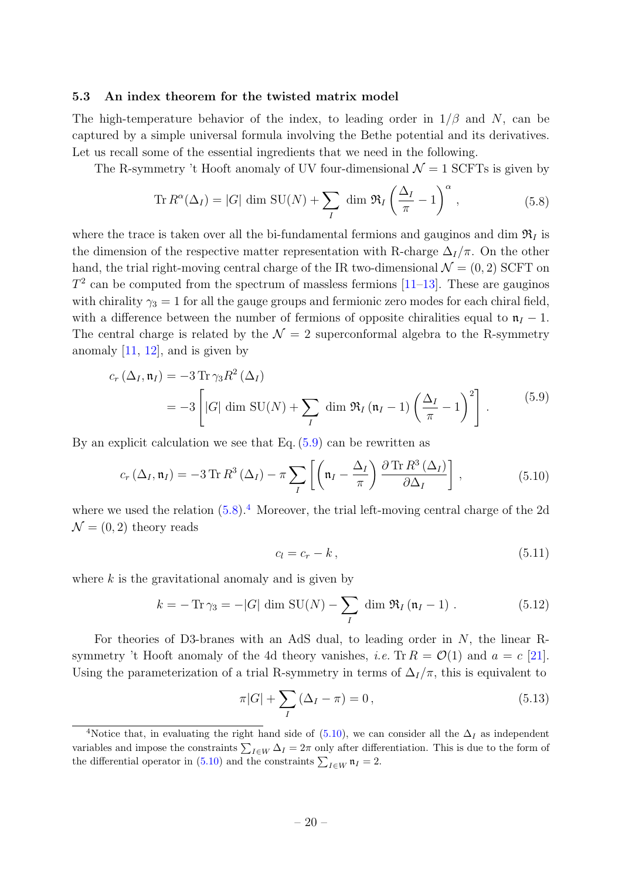### 5.3 An index theorem for the twisted matrix model

The high-temperature behavior of the index, to leading order in $1/\beta$ and $N$, can be captured by a simple universal formula involving the Bethe potential and its derivatives. Let us recall some of the essential ingredients that we need in the following.

The R-symmetry 't Hooft anomaly of UV four-dimensional $\mathcal{N}=1$ SCFTs is given by

$$\operatorname{Tr} R^{\alpha}(\Delta_I) = |G| \, \dim \mathrm{SU}(N) + \sum_I \, \dim \mathfrak{R}_I \left( \frac{\Delta_I}{\pi} - 1 \right)^{\alpha} , \tag{5.8}$$

where the trace is taken over all the bi-fundamental fermions and gauginos and $\dim \mathfrak{R}_I$ is the dimension of the respective matter representation with R-charge $\Delta_I/\pi$. On the other hand, the trial right-moving central charge of the IR two-dimensional $\mathcal{N}=(0,2)$ SCFT on $T^2$ can be computed from the spectrum of massless fermions [11–13]. These are gauginos with chirality $\gamma_3 = 1$ for all the gauge groups and fermionic zero modes for each chiral field, with a difference between the number of fermions of opposite chiralities equal to $\mathfrak{n}_I - 1$. The central charge is related by the $\mathcal{N}=2$ superconformal algebra to the R-symmetry anomaly [11, 12], and is given by

$$\begin{aligned} c_r\left(\Delta_I, \mathfrak{n}_I\right) &= -3 \operatorname{Tr} \gamma_3 R^2\left(\Delta_I\right) \\ &= -3 \left[ |G| \, \dim \mathrm{SU}(N) + \sum_I \, \dim \mathfrak{R}_I \left(\mathfrak{n}_I - 1\right) \left( \frac{\Delta_I}{\pi} - 1 \right)^2 \right] . \end{aligned} \tag{5.9}$$

By an explicit calculation we see that Eq. (5.9) can be rewritten as

$$c_r\left(\Delta_I, \mathfrak{n}_I\right) = -3 \operatorname{Tr} R^3\left(\Delta_I\right) - \pi \sum_I \left[ \left( \mathfrak{n}_I - \frac{\Delta_I}{\pi} \right) \frac{\partial \operatorname{Tr} R^3\left(\Delta_I\right)}{\partial \Delta_I} \right] , \tag{5.10}$$

where we used the relation (5.8).[4] Moreover, the trial left-moving central charge of the 2d $\mathcal{N}=(0,2)$ theory reads

$$c_l = c_r - k \, , \tag{5.11}$$

where $k$ is the gravitational anomaly and is given by

$$k = - \operatorname{Tr} \gamma_3 = -|G| \, \dim \mathrm{SU}(N) - \sum_I \, \dim \mathfrak{R}_I \left(\mathfrak{n}_I - 1\right) . \tag{5.12}$$

For theories of D3-branes with an AdS dual, to leading order in $N$, the linear R-symmetry 't Hooft anomaly of the 4d theory vanishes, *i.e.* $\operatorname{Tr} R = \mathcal{O}(1)$ and $a = c$ [21]. Using the parameterization of a trial R-symmetry in terms of $\Delta_I/\pi$, this is equivalent to

$$\pi |G| + \sum_I \left(\Delta_I - \pi\right) = 0 \, , \tag{5.13}$$

[4] Notice that, in evaluating the right hand side of (5.10), we can consider all the $\Delta_I$ as independent variables and impose the constraints $\sum_{I \in W} \Delta_I = 2\pi$ only after differentiation. This is due to the form of the differential operator in (5.10) and the constraints $\sum_{I \in W} \mathfrak{n}_I = 2$.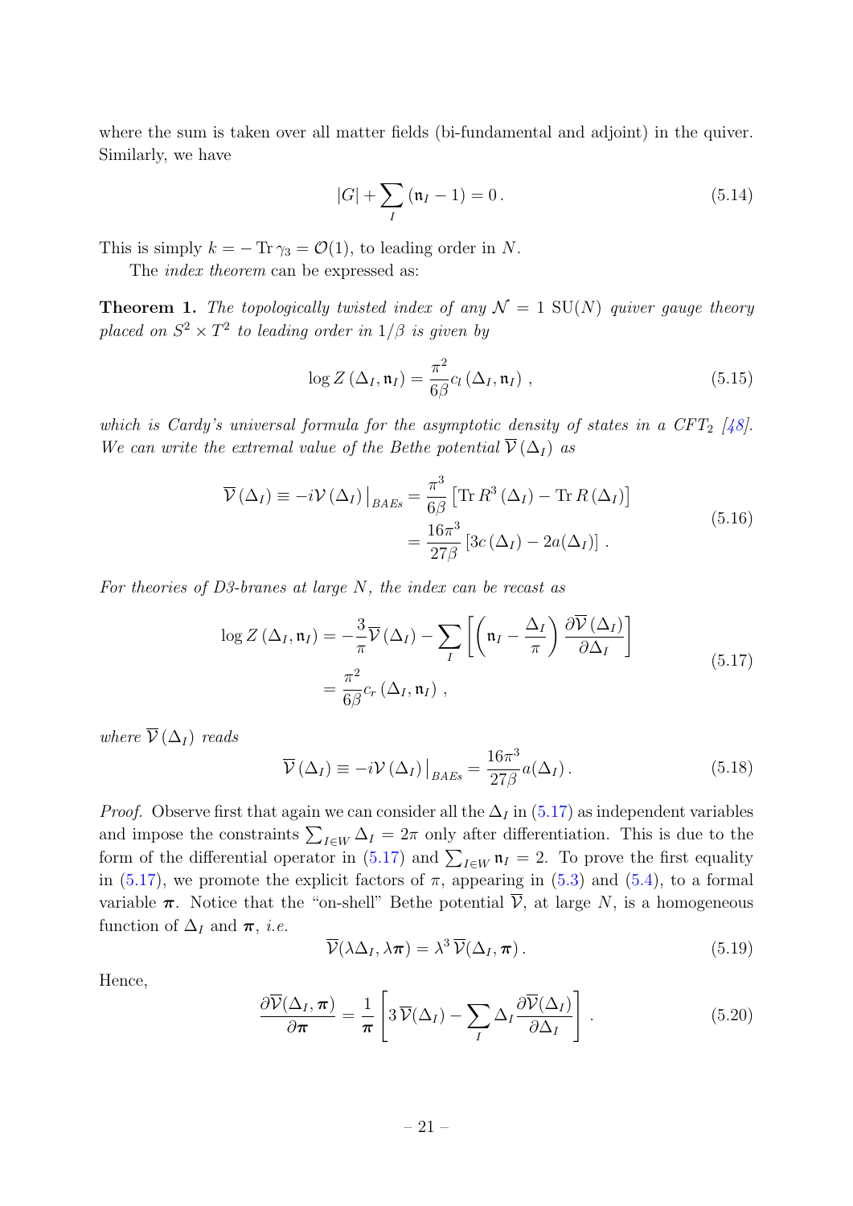where the sum is taken over all matter fields (bi-fundamental and adjoint) in the quiver. Similarly, we have

$$|G| + \sum_I (\mathfrak{n}_I - 1) = 0\,. \tag{5.14}$$

This is simply $k = -\operatorname{Tr}\gamma_3 = \mathcal{O}(1)$, to leading order in $N$.

The *index theorem* can be expressed as:

**Theorem 1.** *The topologically twisted index of any $\mathcal{N}=1$ $\mathrm{SU}(N)$ quiver gauge theory placed on $S^2 \times T^2$ to leading order in $1/\beta$ is given by*

$$\log Z(\Delta_I, \mathfrak{n}_I) = \frac{\pi^2}{6\beta} c_l(\Delta_I, \mathfrak{n}_I)\,, \tag{5.15}$$

*which is Cardy's universal formula for the asymptotic density of states in a CFT$_2$ [48]. We can write the extremal value of the Bethe potential $\overline{\mathcal{V}}(\Delta_I)$ as*

$$\begin{aligned}
\overline{\mathcal{V}}(\Delta_I) \equiv -i\mathcal{V}(\Delta_I)\big|_{BAEs} &= \frac{\pi^3}{6\beta}\left[\operatorname{Tr}R^3(\Delta_I) - \operatorname{Tr}R(\Delta_I)\right] \\
&= \frac{16\pi^3}{27\beta}\left[3c(\Delta_I) - 2a(\Delta_I)\right].
\end{aligned} \tag{5.16}$$

*For theories of D3-branes at large $N$, the index can be recast as*

$$\begin{aligned}
\log Z(\Delta_I, \mathfrak{n}_I) &= -\frac{3}{\pi}\overline{\mathcal{V}}(\Delta_I) - \sum_I\left[\left(\mathfrak{n}_I - \frac{\Delta_I}{\pi}\right)\frac{\partial\overline{\mathcal{V}}(\Delta_I)}{\partial\Delta_I}\right] \\
&= \frac{\pi^2}{6\beta} c_r(\Delta_I, \mathfrak{n}_I)\,,
\end{aligned} \tag{5.17}$$

*where $\overline{\mathcal{V}}(\Delta_I)$ reads*

$$\overline{\mathcal{V}}(\Delta_I) \equiv -i\mathcal{V}(\Delta_I)\big|_{BAEs} = \frac{16\pi^3}{27\beta} a(\Delta_I)\,. \tag{5.18}$$

*Proof.* Observe first that again we can consider all the $\Delta_I$ in (5.17) as independent variables and impose the constraints $\sum_{I\in W}\Delta_I = 2\pi$ only after differentiation. This is due to the form of the differential operator in (5.17) and $\sum_{I\in W}\mathfrak{n}_I = 2$. To prove the first equality in (5.17), we promote the explicit factors of $\pi$, appearing in (5.3) and (5.4), to a formal variable $\boldsymbol{\pi}$. Notice that the "on-shell" Bethe potential $\overline{\mathcal{V}}$, at large $N$, is a homogeneous function of $\Delta_I$ and $\boldsymbol{\pi}$, *i.e.*

$$\overline{\mathcal{V}}(\lambda\Delta_I, \lambda\boldsymbol{\pi}) = \lambda^3\,\overline{\mathcal{V}}(\Delta_I, \boldsymbol{\pi})\,. \tag{5.19}$$

Hence,

$$\frac{\partial\overline{\mathcal{V}}(\Delta_I, \boldsymbol{\pi})}{\partial\boldsymbol{\pi}} = \frac{1}{\boldsymbol{\pi}}\left[3\,\overline{\mathcal{V}}(\Delta_I) - \sum_I \Delta_I\frac{\partial\overline{\mathcal{V}}(\Delta_I)}{\partial\Delta_I}\right]. \tag{5.20}$$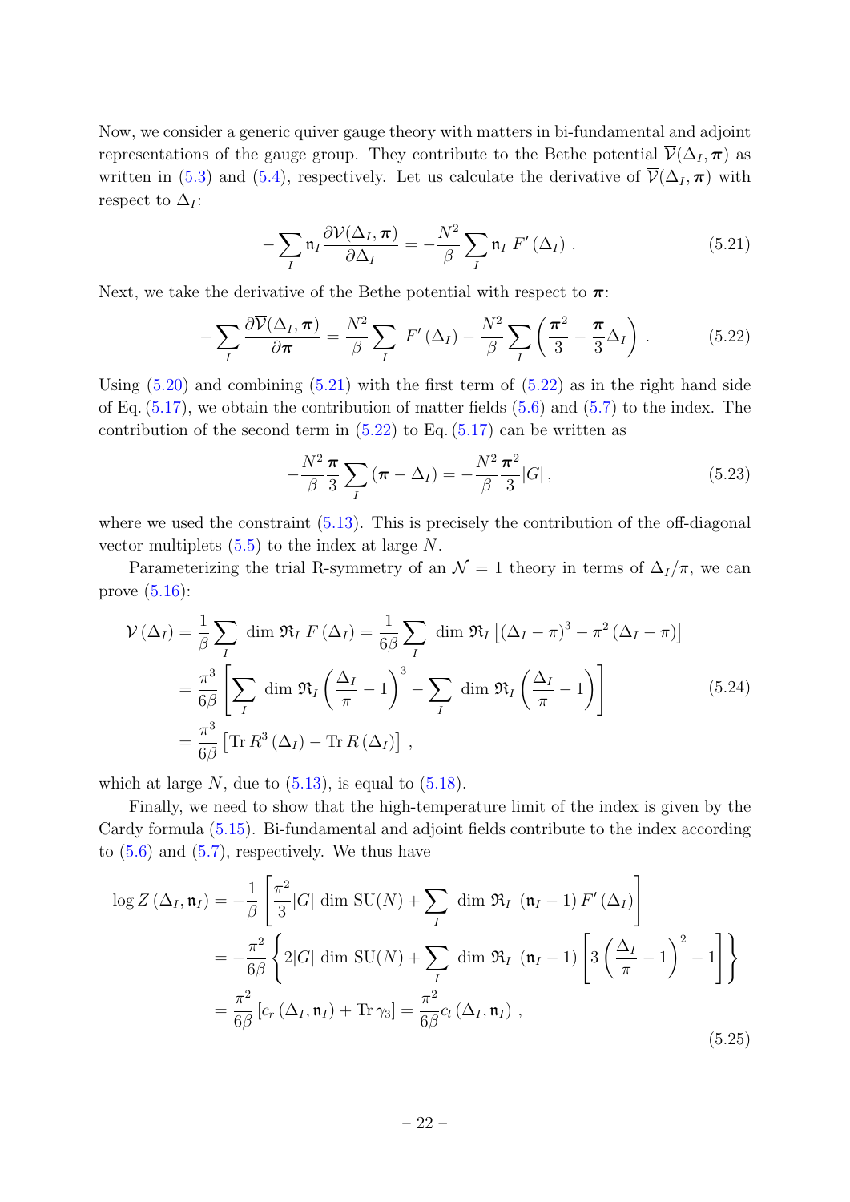Now, we consider a generic quiver gauge theory with matters in bi-fundamental and adjoint representations of the gauge group. They contribute to the Bethe potential $\overline{\mathcal{V}}(\Delta_I, \boldsymbol{\pi})$ as written in (5.3) and (5.4), respectively. Let us calculate the derivative of $\overline{\mathcal{V}}(\Delta_I, \boldsymbol{\pi})$ with respect to $\Delta_I$:

$$
-\sum_I \mathfrak{n}_I \frac{\partial \overline{\mathcal{V}}(\Delta_I, \boldsymbol{\pi})}{\partial \Delta_I} = -\frac{N^2}{\beta} \sum_I \mathfrak{n}_I \, F'(\Delta_I) \, . \tag{5.21}
$$

Next, we take the derivative of the Bethe potential with respect to $\boldsymbol{\pi}$:

$$
-\sum_I \frac{\partial \overline{\mathcal{V}}(\Delta_I, \boldsymbol{\pi})}{\partial \boldsymbol{\pi}} = \frac{N^2}{\beta} \sum_I \, F'(\Delta_I) - \frac{N^2}{\beta} \sum_I \left( \frac{\boldsymbol{\pi}^2}{3} - \frac{\boldsymbol{\pi}}{3} \Delta_I \right) . \tag{5.22}
$$

Using (5.20) and combining (5.21) with the first term of (5.22) as in the right hand side of Eq. (5.17), we obtain the contribution of matter fields (5.6) and (5.7) to the index. The contribution of the second term in (5.22) to Eq. (5.17) can be written as

$$
-\frac{N^2}{\beta} \frac{\boldsymbol{\pi}}{3} \sum_I (\boldsymbol{\pi} - \Delta_I) = -\frac{N^2}{\beta} \frac{\boldsymbol{\pi}^2}{3} |G| \, , \tag{5.23}
$$

where we used the constraint (5.13). This is precisely the contribution of the off-diagonal vector multiplets (5.5) to the index at large $N$.

Parameterizing the trial R-symmetry of an $\mathcal{N} = 1$ theory in terms of $\Delta_I/\pi$, we can prove (5.16):

$$
\begin{aligned}
\overline{\mathcal{V}}(\Delta_I) &= \frac{1}{\beta} \sum_I \, \dim \mathfrak{R}_I \, F(\Delta_I) = \frac{1}{6\beta} \sum_I \, \dim \mathfrak{R}_I \left[ (\Delta_I - \pi)^3 - \pi^2 (\Delta_I - \pi) \right] \\
&= \frac{\pi^3}{6\beta} \left[ \sum_I \, \dim \mathfrak{R}_I \left( \frac{\Delta_I}{\pi} - 1 \right)^3 - \sum_I \, \dim \mathfrak{R}_I \left( \frac{\Delta_I}{\pi} - 1 \right) \right] \\
&= \frac{\pi^3}{6\beta} \left[ \operatorname{Tr} R^3 (\Delta_I) - \operatorname{Tr} R (\Delta_I) \right] \, ,
\end{aligned} \tag{5.24}
$$

which at large $N$, due to (5.13), is equal to (5.18).

Finally, we need to show that the high-temperature limit of the index is given by the Cardy formula (5.15). Bi-fundamental and adjoint fields contribute to the index according to (5.6) and (5.7), respectively. We thus have

$$
\begin{aligned}
\log Z(\Delta_I, \mathfrak{n}_I) &= -\frac{1}{\beta} \left[ \frac{\pi^2}{3} |G| \, \dim \mathrm{SU}(N) + \sum_I \, \dim \mathfrak{R}_I \, (\mathfrak{n}_I - 1) \, F'(\Delta_I) \right] \\
&= -\frac{\pi^2}{6\beta} \left\{ 2|G| \, \dim \mathrm{SU}(N) + \sum_I \, \dim \mathfrak{R}_I \, (\mathfrak{n}_I - 1) \left[ 3 \left( \frac{\Delta_I}{\pi} - 1 \right)^2 - 1 \right] \right\} \\
&= \frac{\pi^2}{6\beta} \left[ c_r(\Delta_I, \mathfrak{n}_I) + \operatorname{Tr} \gamma_3 \right] = \frac{\pi^2}{6\beta} c_l(\Delta_I, \mathfrak{n}_I) \, ,
\end{aligned} \tag{5.25}
$$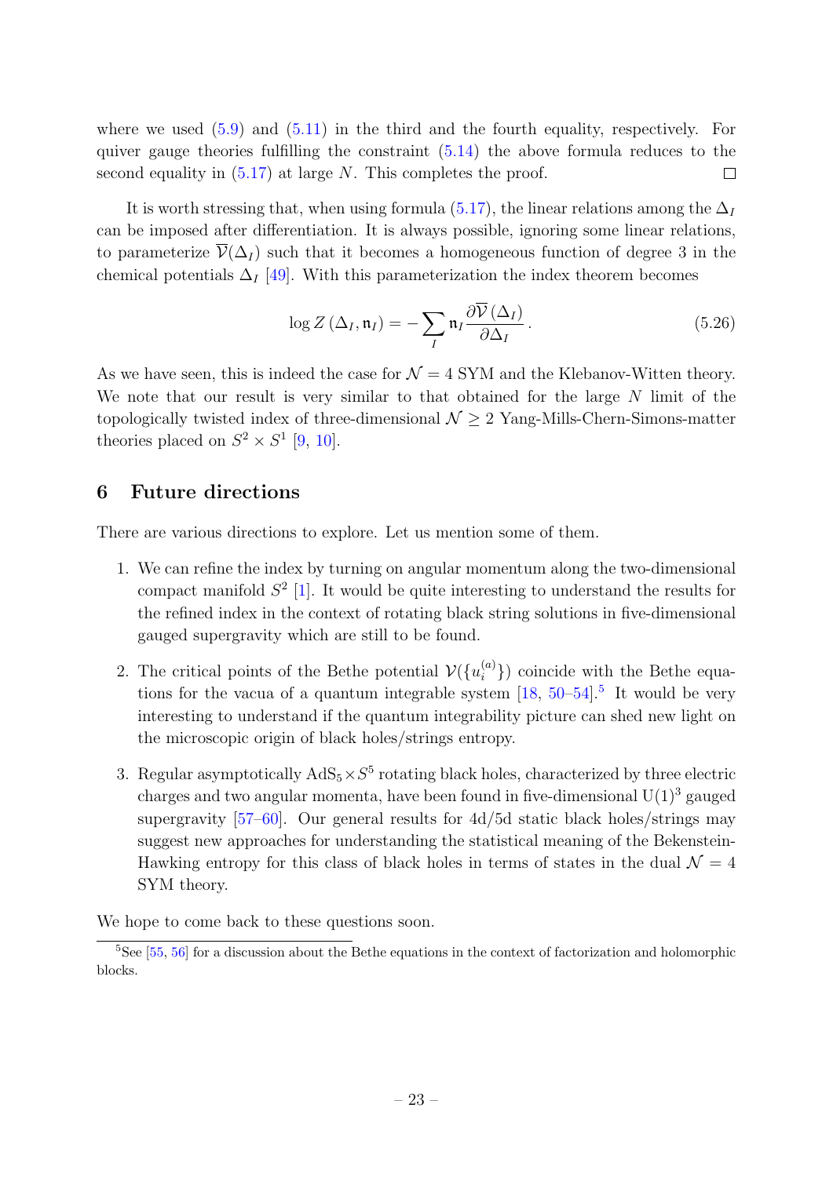where we used (5.9) and (5.11) in the third and the fourth equality, respectively. For quiver gauge theories fulfilling the constraint (5.14) the above formula reduces to the second equality in (5.17) at large $N$. This completes the proof. □

It is worth stressing that, when using formula (5.17), the linear relations among the $\Delta_I$ can be imposed after differentiation. It is always possible, ignoring some linear relations, to parameterize $\overline{\mathcal{V}}(\Delta_I)$ such that it becomes a homogeneous function of degree 3 in the chemical potentials $\Delta_I$ [49]. With this parameterization the index theorem becomes

$$\log Z\left(\Delta_I, \mathfrak{n}_I\right) = -\sum_I \mathfrak{n}_I \frac{\partial \overline{\mathcal{V}}\left(\Delta_I\right)}{\partial \Delta_I}\,. \tag{5.26}$$

As we have seen, this is indeed the case for $\mathcal{N}=4$ SYM and the Klebanov-Witten theory. We note that our result is very similar to that obtained for the large $N$ limit of the topologically twisted index of three-dimensional $\mathcal{N}\geq 2$ Yang-Mills-Chern-Simons-matter theories placed on $S^2\times S^1$ [9, 10].

## 6 Future directions

There are various directions to explore. Let us mention some of them.

1. We can refine the index by turning on angular momentum along the two-dimensional compact manifold $S^2$ [1]. It would be quite interesting to understand the results for the refined index in the context of rotating black string solutions in five-dimensional gauged supergravity which are still to be found.

2. The critical points of the Bethe potential $\mathcal{V}(\{u_i^{(a)}\})$ coincide with the Bethe equations for the vacua of a quantum integrable system [18, 50–54].[5] It would be very interesting to understand if the quantum integrability picture can shed new light on the microscopic origin of black holes/strings entropy.

3. Regular asymptotically $\mathrm{AdS}_5\times S^5$ rotating black holes, characterized by three electric charges and two angular momenta, have been found in five-dimensional $\mathrm{U}(1)^3$ gauged supergravity [57–60]. Our general results for 4d/5d static black holes/strings may suggest new approaches for understanding the statistical meaning of the Bekenstein-Hawking entropy for this class of black holes in terms of states in the dual $\mathcal{N}=4$ SYM theory.

We hope to come back to these questions soon.

[5] See [55, 56] for a discussion about the Bethe equations in the context of factorization and holomorphic blocks.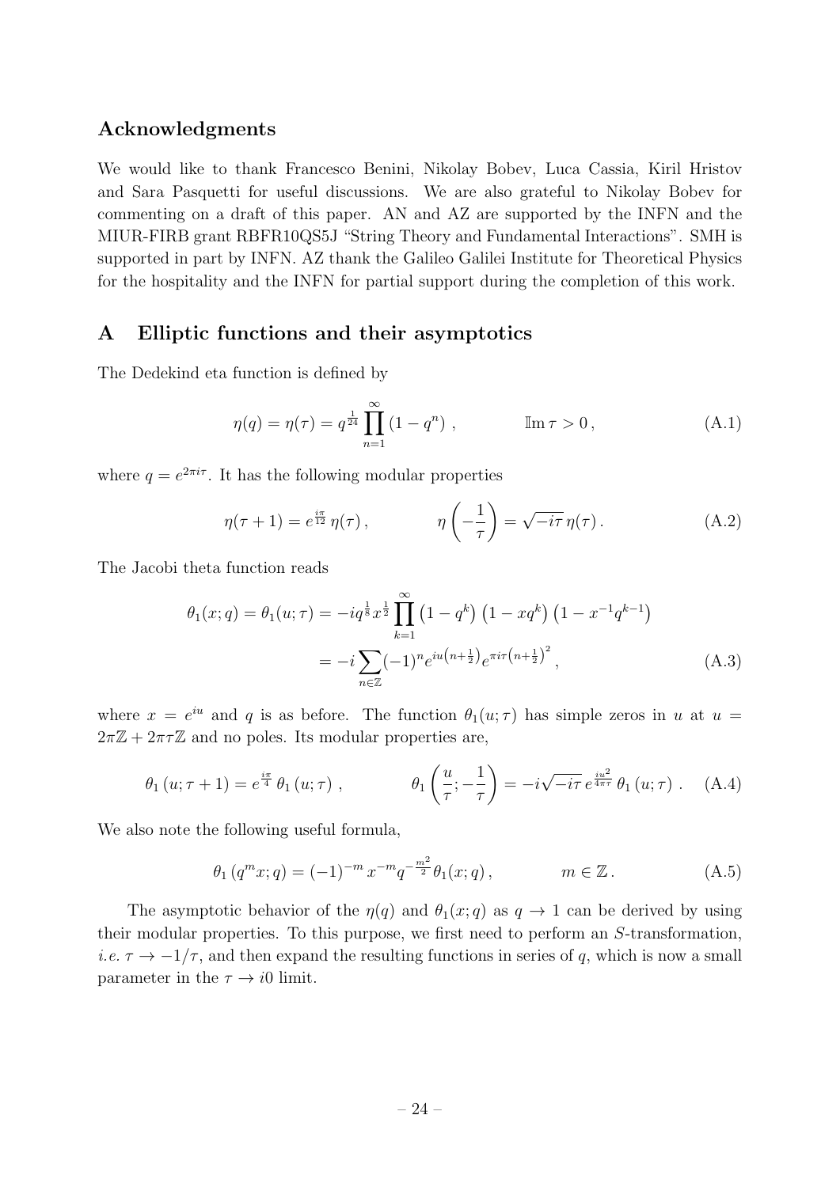## Acknowledgments

We would like to thank Francesco Benini, Nikolay Bobev, Luca Cassia, Kiril Hristov and Sara Pasquetti for useful discussions. We are also grateful to Nikolay Bobev for commenting on a draft of this paper. AN and AZ are supported by the INFN and the MIUR-FIRB grant RBFR10QS5J "String Theory and Fundamental Interactions". SMH is supported in part by INFN. AZ thank the Galileo Galilei Institute for Theoretical Physics for the hospitality and the INFN for partial support during the completion of this work.

## A Elliptic functions and their asymptotics

The Dedekind eta function is defined by

$$\eta(q) = \eta(\tau) = q^{\frac{1}{24}} \prod_{n=1}^{\infty} (1 - q^n) \,, \qquad \mathbb{Im}\,\tau > 0 \,, \tag{A.1}$$

where $q = e^{2\pi i \tau}$. It has the following modular properties

$$\eta(\tau + 1) = e^{\frac{i\pi}{12}}\, \eta(\tau) \,, \qquad \eta\left(-\frac{1}{\tau}\right) = \sqrt{-i\tau}\, \eta(\tau) \,. \tag{A.2}$$

The Jacobi theta function reads

$$\begin{aligned} \theta_1(x; q) = \theta_1(u; \tau) &= -i q^{\frac{1}{8}} x^{\frac{1}{2}} \prod_{k=1}^{\infty} \left(1 - q^k\right) \left(1 - x q^k\right) \left(1 - x^{-1} q^{k-1}\right) \\ &= -i \sum_{n \in \mathbb{Z}} (-1)^n e^{iu\left(n+\frac{1}{2}\right)} e^{\pi i \tau \left(n + \frac{1}{2}\right)^2} \,, \end{aligned} \tag{A.3}$$

where $x = e^{iu}$ and $q$ is as before. The function $\theta_1(u;\tau)$ has simple zeros in $u$ at $u = 2\pi\mathbb{Z} + 2\pi\tau\mathbb{Z}$ and no poles. Its modular properties are,

$$\theta_1\left(u; \tau + 1\right) = e^{\frac{i\pi}{4}}\, \theta_1\left(u; \tau\right) \,, \qquad \theta_1\left(\frac{u}{\tau}; -\frac{1}{\tau}\right) = -i\sqrt{-i\tau}\, e^{\frac{iu^2}{4\pi\tau}}\, \theta_1\left(u; \tau\right) \,. \tag{A.4}$$

We also note the following useful formula,

$$\theta_1\left(q^m x; q\right) = (-1)^{-m}\, x^{-m} q^{-\frac{m^2}{2}} \theta_1(x; q) \,, \qquad m \in \mathbb{Z} \,. \tag{A.5}$$

The asymptotic behavior of the $\eta(q)$ and $\theta_1(x;q)$ as $q \to 1$ can be derived by using their modular properties. To this purpose, we first need to perform an $S$-transformation, *i.e.* $\tau \to -1/\tau$, and then expand the resulting functions in series of $q$, which is now a small parameter in the $\tau \to i0$ limit.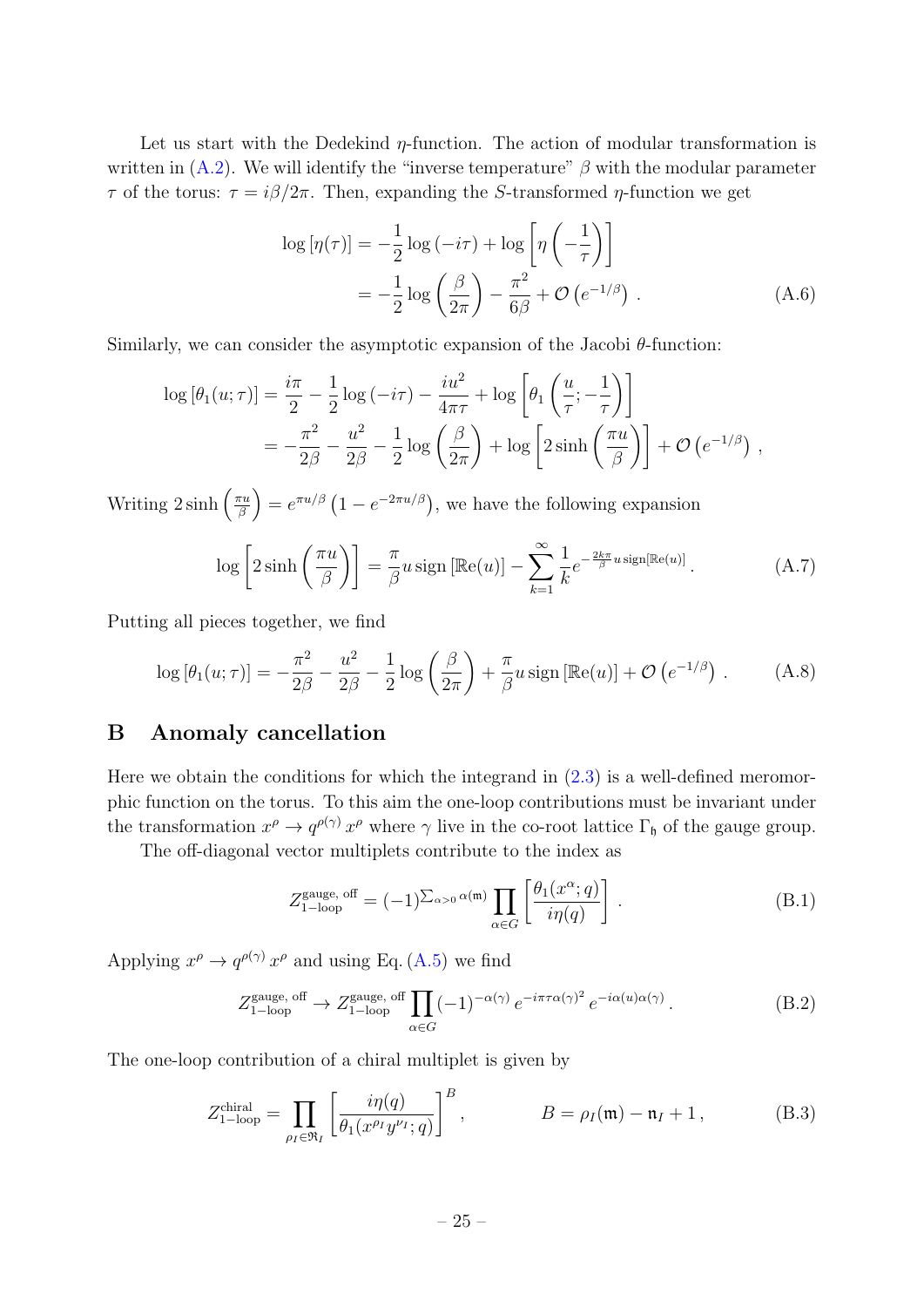Let us start with the Dedekind $\eta$-function. The action of modular transformation is written in (A.2). We will identify the "inverse temperature" $\beta$ with the modular parameter $\tau$ of the torus: $\tau = i\beta/2\pi$. Then, expanding the $S$-transformed $\eta$-function we get

$$
\begin{aligned}
\log\left[\eta(\tau)\right] &= -\frac{1}{2}\log\left(-i\tau\right) + \log\left[\eta\left(-\frac{1}{\tau}\right)\right] \\
&= -\frac{1}{2}\log\left(\frac{\beta}{2\pi}\right) - \frac{\pi^2}{6\beta} + \mathcal{O}\left(e^{-1/\beta}\right) .
\end{aligned} \tag{A.6}
$$

Similarly, we can consider the asymptotic expansion of the Jacobi $\theta$-function:

$$
\begin{aligned}
\log\left[\theta_1(u;\tau)\right] &= \frac{i\pi}{2} - \frac{1}{2}\log\left(-i\tau\right) - \frac{iu^2}{4\pi\tau} + \log\left[\theta_1\left(\frac{u}{\tau};-\frac{1}{\tau}\right)\right] \\
&= -\frac{\pi^2}{2\beta} - \frac{u^2}{2\beta} - \frac{1}{2}\log\left(\frac{\beta}{2\pi}\right) + \log\left[2\sinh\left(\frac{\pi u}{\beta}\right)\right] + \mathcal{O}\left(e^{-1/\beta}\right) ,
\end{aligned}
$$

Writing $2\sinh\left(\frac{\pi u}{\beta}\right) = e^{\pi u/\beta}\left(1 - e^{-2\pi u/\beta}\right)$, we have the following expansion

$$
\log\left[2\sinh\left(\frac{\pi u}{\beta}\right)\right] = \frac{\pi}{\beta}u\,\mathrm{sign}\left[\mathbb{R}\mathrm{e}(u)\right] - \sum_{k=1}^{\infty}\frac{1}{k}e^{-\frac{2k\pi}{\beta}u\,\mathrm{sign}\left[\mathbb{R}\mathrm{e}(u)\right]} . \tag{A.7}
$$

Putting all pieces together, we find

$$
\log\left[\theta_1(u;\tau)\right] = -\frac{\pi^2}{2\beta} - \frac{u^2}{2\beta} - \frac{1}{2}\log\left(\frac{\beta}{2\pi}\right) + \frac{\pi}{\beta}u\,\mathrm{sign}\left[\mathbb{R}\mathrm{e}(u)\right] + \mathcal{O}\left(e^{-1/\beta}\right) . \tag{A.8}
$$

# B Anomaly cancellation

Here we obtain the conditions for which the integrand in (2.3) is a well-defined meromorphic function on the torus. To this aim the one-loop contributions must be invariant under the transformation $x^\rho \to q^{\rho(\gamma)}\,x^\rho$ where $\gamma$ live in the co-root lattice $\Gamma_{\mathfrak{h}}$ of the gauge group.

The off-diagonal vector multiplets contribute to the index as

$$
Z_{\text{1-loop}}^{\text{gauge, off}} = (-1)^{\sum_{\alpha>0}\alpha(\mathfrak{m})}\prod_{\alpha\in G}\left[\frac{\theta_1(x^\alpha;q)}{i\eta(q)}\right] . \tag{B.1}
$$

Applying $x^\rho \to q^{\rho(\gamma)}\,x^\rho$ and using Eq. (A.5) we find

$$
Z_{\text{1-loop}}^{\text{gauge, off}} \to Z_{\text{1-loop}}^{\text{gauge, off}}\prod_{\alpha\in G}(-1)^{-\alpha(\gamma)}\,e^{-i\pi\tau\alpha(\gamma)^2}\,e^{-i\alpha(u)\alpha(\gamma)} . \tag{B.2}
$$

The one-loop contribution of a chiral multiplet is given by

$$
Z_{\text{1-loop}}^{\text{chiral}} = \prod_{\rho_I\in\mathfrak{R}_I}\left[\frac{i\eta(q)}{\theta_1(x^{\rho_I}y^{\nu_I};q)}\right]^B , \qquad\qquad B = \rho_I(\mathfrak{m}) - \mathfrak{n}_I + 1 , \tag{B.3}
$$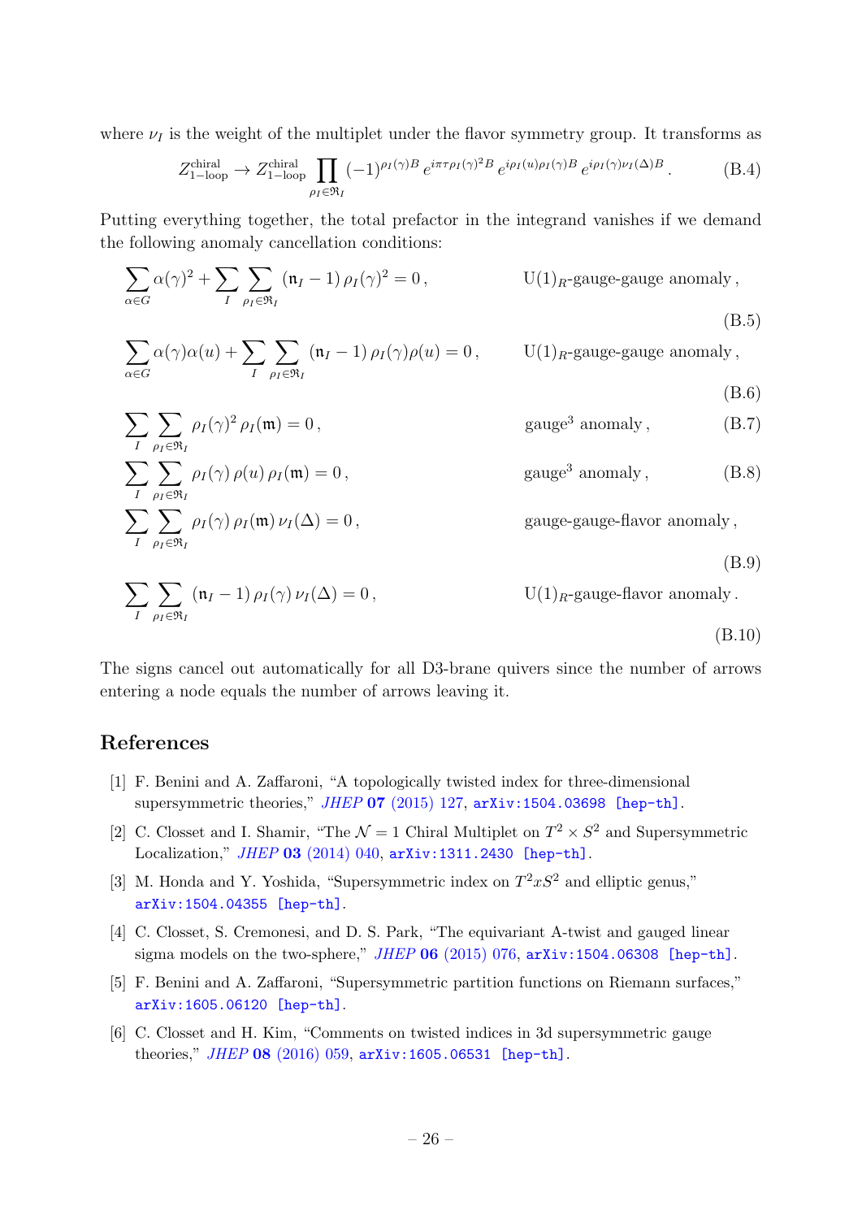where $\nu_I$ is the weight of the multiplet under the flavor symmetry group. It transforms as

$$Z^{\text{chiral}}_{1-\text{loop}} \to Z^{\text{chiral}}_{1-\text{loop}} \prod_{\rho_I \in \mathfrak{R}_I} (-1)^{\rho_I(\gamma) B} \, e^{i\pi\tau\rho_I(\gamma)^2 B} \, e^{i\rho_I(u)\rho_I(\gamma) B} \, e^{i\rho_I(\gamma)\nu_I(\Delta) B} \,. \tag{B.4}$$

Putting everything together, the total prefactor in the integrand vanishes if we demand the following anomaly cancellation conditions:

$$\sum_{\alpha \in G} \alpha(\gamma)^2 + \sum_I \sum_{\rho_I \in \mathfrak{R}_I} (\mathfrak{n}_I - 1)\, \rho_I(\gamma)^2 = 0 \,, \qquad \text{U(1)}_R\text{-gauge-gauge anomaly}\,, \tag{B.5}$$

$$\sum_{\alpha \in G} \alpha(\gamma)\alpha(u) + \sum_I \sum_{\rho_I \in \mathfrak{R}_I} (\mathfrak{n}_I - 1)\, \rho_I(\gamma)\rho(u) = 0 \,, \qquad \text{U(1)}_R\text{-gauge-gauge anomaly}\,, \tag{B.6}$$

$$\sum_I \sum_{\rho_I \in \mathfrak{R}_I} \rho_I(\gamma)^2 \, \rho_I(\mathfrak{m}) = 0 \,, \qquad \text{gauge}^3 \text{ anomaly}\,, \tag{B.7}$$

$$\sum_I \sum_{\rho_I \in \mathfrak{R}_I} \rho_I(\gamma)\, \rho(u)\, \rho_I(\mathfrak{m}) = 0 \,, \qquad \text{gauge}^3 \text{ anomaly}\,, \tag{B.8}$$

$$\sum_I \sum_{\rho_I \in \mathfrak{R}_I} \rho_I(\gamma)\, \rho_I(\mathfrak{m})\, \nu_I(\Delta) = 0 \,, \qquad \text{gauge-gauge-flavor anomaly}\,, \tag{B.9}$$

$$\sum_I \sum_{\rho_I \in \mathfrak{R}_I} (\mathfrak{n}_I - 1)\, \rho_I(\gamma)\, \nu_I(\Delta) = 0 \,, \qquad \text{U(1)}_R\text{-gauge-flavor anomaly}\,. \tag{B.10}$$

The signs cancel out automatically for all D3-brane quivers since the number of arrows entering a node equals the number of arrows leaving it.

## References

[1] F. Benini and A. Zaffaroni, "A topologically twisted index for three-dimensional supersymmetric theories," *JHEP* **07** (2015) 127, arXiv:1504.03698 [hep-th].

[2] C. Closset and I. Shamir, "The $\mathcal{N} = 1$ Chiral Multiplet on $T^2 \times S^2$ and Supersymmetric Localization," *JHEP* **03** (2014) 040, arXiv:1311.2430 [hep-th].

[3] M. Honda and Y. Yoshida, "Supersymmetric index on $T^2 x S^2$ and elliptic genus," arXiv:1504.04355 [hep-th].

[4] C. Closset, S. Cremonesi, and D. S. Park, "The equivariant A-twist and gauged linear sigma models on the two-sphere," *JHEP* **06** (2015) 076, arXiv:1504.06308 [hep-th].

[5] F. Benini and A. Zaffaroni, "Supersymmetric partition functions on Riemann surfaces," arXiv:1605.06120 [hep-th].

[6] C. Closset and H. Kim, "Comments on twisted indices in 3d supersymmetric gauge theories," *JHEP* **08** (2016) 059, arXiv:1605.06531 [hep-th].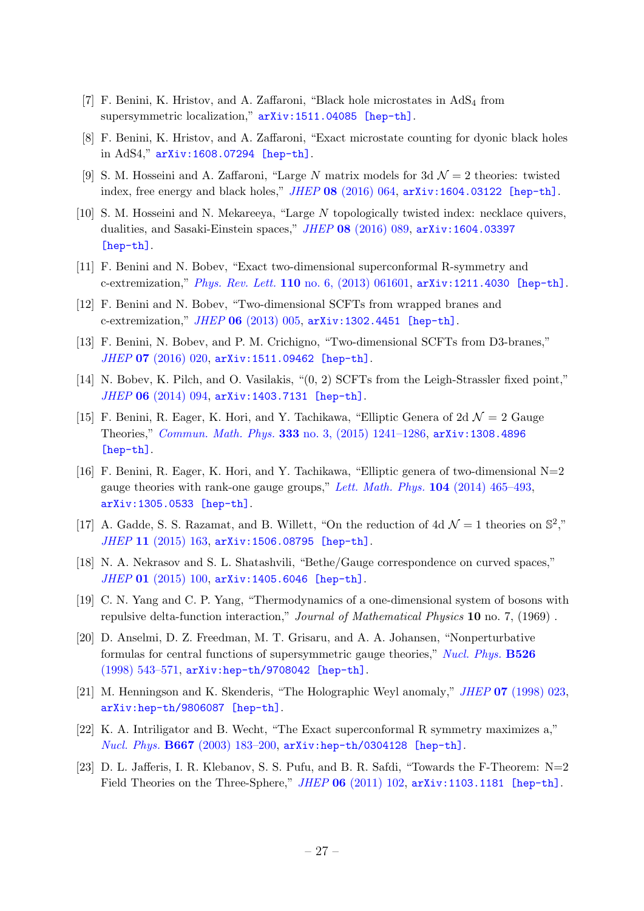[7] F. Benini, K. Hristov, and A. Zaffaroni, "Black hole microstates in $AdS_4$ from supersymmetric localization," arXiv:1511.04085 [hep-th].

[8] F. Benini, K. Hristov, and A. Zaffaroni, "Exact microstate counting for dyonic black holes in AdS4," arXiv:1608.07294 [hep-th].

[9] S. M. Hosseini and A. Zaffaroni, "Large $N$ matrix models for 3d $\mathcal{N} = 2$ theories: twisted index, free energy and black holes," *JHEP* **08** (2016) 064, arXiv:1604.03122 [hep-th].

[10] S. M. Hosseini and N. Mekareeya, "Large $N$ topologically twisted index: necklace quivers, dualities, and Sasaki-Einstein spaces," *JHEP* **08** (2016) 089, arXiv:1604.03397 [hep-th].

[11] F. Benini and N. Bobev, "Exact two-dimensional superconformal R-symmetry and c-extremization," *Phys. Rev. Lett.* **110** no. 6, (2013) 061601, arXiv:1211.4030 [hep-th].

[12] F. Benini and N. Bobev, "Two-dimensional SCFTs from wrapped branes and c-extremization," *JHEP* **06** (2013) 005, arXiv:1302.4451 [hep-th].

[13] F. Benini, N. Bobev, and P. M. Crichigno, "Two-dimensional SCFTs from D3-branes," *JHEP* **07** (2016) 020, arXiv:1511.09462 [hep-th].

[14] N. Bobev, K. Pilch, and O. Vasilakis, "(0, 2) SCFTs from the Leigh-Strassler fixed point," *JHEP* **06** (2014) 094, arXiv:1403.7131 [hep-th].

[15] F. Benini, R. Eager, K. Hori, and Y. Tachikawa, "Elliptic Genera of 2d $\mathcal{N} = 2$ Gauge Theories," *Commun. Math. Phys.* **333** no. 3, (2015) 1241–1286, arXiv:1308.4896 [hep-th].

[16] F. Benini, R. Eager, K. Hori, and Y. Tachikawa, "Elliptic genera of two-dimensional N=2 gauge theories with rank-one gauge groups," *Lett. Math. Phys.* **104** (2014) 465–493, arXiv:1305.0533 [hep-th].

[17] A. Gadde, S. S. Razamat, and B. Willett, "On the reduction of 4d $\mathcal{N} = 1$ theories on $\mathbb{S}^2$," *JHEP* **11** (2015) 163, arXiv:1506.08795 [hep-th].

[18] N. A. Nekrasov and S. L. Shatashvili, "Bethe/Gauge correspondence on curved spaces," *JHEP* **01** (2015) 100, arXiv:1405.6046 [hep-th].

[19] C. N. Yang and C. P. Yang, "Thermodynamics of a one-dimensional system of bosons with repulsive delta-function interaction," *Journal of Mathematical Physics* **10** no. 7, (1969) .

[20] D. Anselmi, D. Z. Freedman, M. T. Grisaru, and A. A. Johansen, "Nonperturbative formulas for central functions of supersymmetric gauge theories," *Nucl. Phys.* **B526** (1998) 543–571, arXiv:hep-th/9708042 [hep-th].

[21] M. Henningson and K. Skenderis, "The Holographic Weyl anomaly," *JHEP* **07** (1998) 023, arXiv:hep-th/9806087 [hep-th].

[22] K. A. Intriligator and B. Wecht, "The Exact superconformal R symmetry maximizes a," *Nucl. Phys.* **B667** (2003) 183–200, arXiv:hep-th/0304128 [hep-th].

[23] D. L. Jafferis, I. R. Klebanov, S. S. Pufu, and B. R. Safdi, "Towards the F-Theorem: N=2 Field Theories on the Three-Sphere," *JHEP* **06** (2011) 102, arXiv:1103.1181 [hep-th].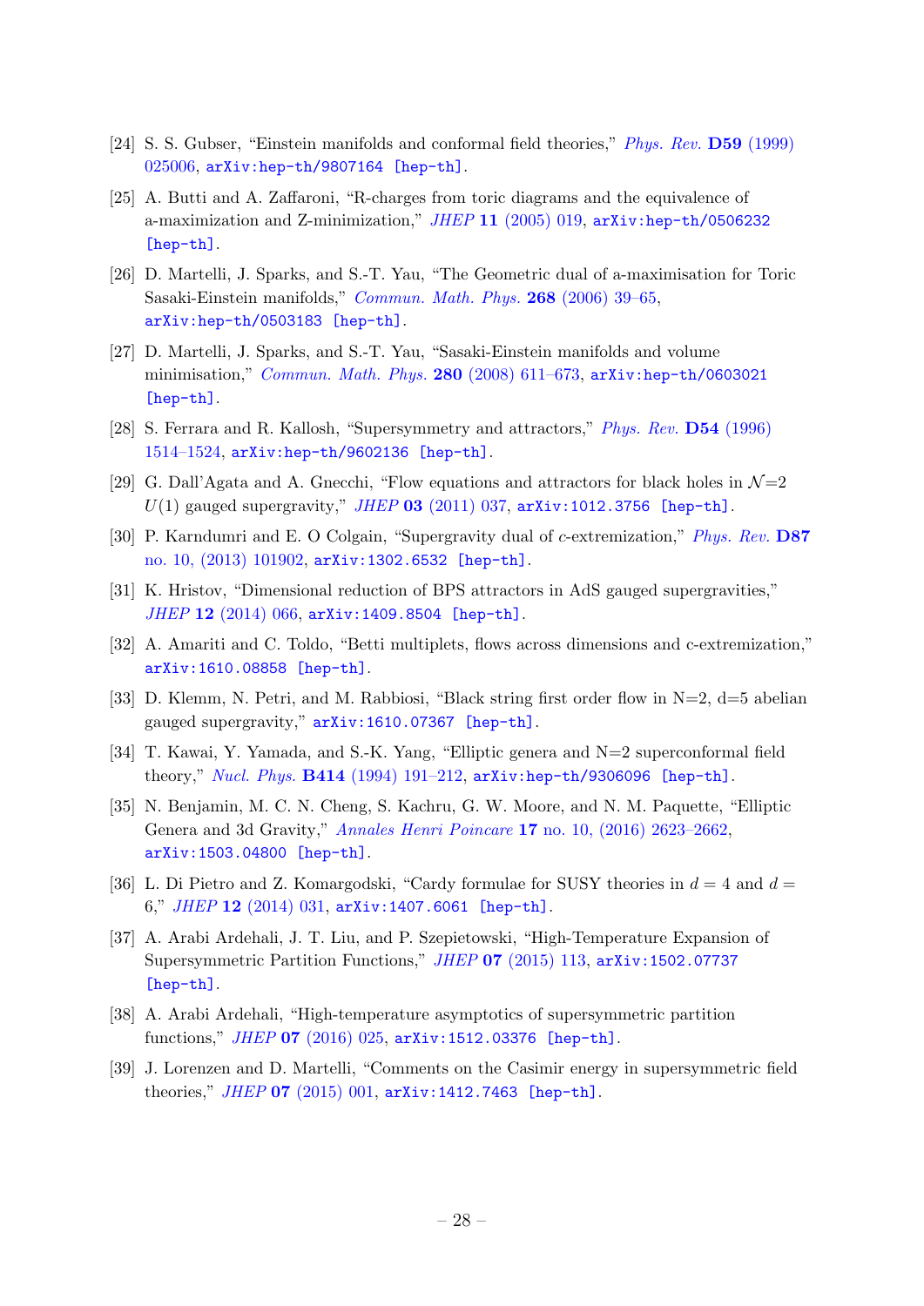[24] S. S. Gubser, “Einstein manifolds and conformal field theories,” *Phys. Rev.* **D59** (1999) 025006, arXiv:hep-th/9807164 [hep-th].

[25] A. Butti and A. Zaffaroni, “R-charges from toric diagrams and the equivalence of a-maximization and Z-minimization,” *JHEP* **11** (2005) 019, arXiv:hep-th/0506232 [hep-th].

[26] D. Martelli, J. Sparks, and S.-T. Yau, “The Geometric dual of a-maximisation for Toric Sasaki-Einstein manifolds,” *Commun. Math. Phys.* **268** (2006) 39–65, arXiv:hep-th/0503183 [hep-th].

[27] D. Martelli, J. Sparks, and S.-T. Yau, “Sasaki-Einstein manifolds and volume minimisation,” *Commun. Math. Phys.* **280** (2008) 611–673, arXiv:hep-th/0603021 [hep-th].

[28] S. Ferrara and R. Kallosh, “Supersymmetry and attractors,” *Phys. Rev.* **D54** (1996) 1514–1524, arXiv:hep-th/9602136 [hep-th].

[29] G. Dall'Agata and A. Gnecchi, “Flow equations and attractors for black holes in $\mathcal{N}$=2 $U(1)$ gauged supergravity,” *JHEP* **03** (2011) 037, arXiv:1012.3756 [hep-th].

[30] P. Karndumri and E. O Colgain, “Supergravity dual of $c$-extremization,” *Phys. Rev.* **D87** no. 10, (2013) 101902, arXiv:1302.6532 [hep-th].

[31] K. Hristov, “Dimensional reduction of BPS attractors in AdS gauged supergravities,” *JHEP* **12** (2014) 066, arXiv:1409.8504 [hep-th].

[32] A. Amariti and C. Toldo, “Betti multiplets, flows across dimensions and c-extremization,” arXiv:1610.08858 [hep-th].

[33] D. Klemm, N. Petri, and M. Rabbiosi, “Black string first order flow in N=2, d=5 abelian gauged supergravity,” arXiv:1610.07367 [hep-th].

[34] T. Kawai, Y. Yamada, and S.-K. Yang, “Elliptic genera and N=2 superconformal field theory,” *Nucl. Phys.* **B414** (1994) 191–212, arXiv:hep-th/9306096 [hep-th].

[35] N. Benjamin, M. C. N. Cheng, S. Kachru, G. W. Moore, and N. M. Paquette, “Elliptic Genera and 3d Gravity,” *Annales Henri Poincare* **17** no. 10, (2016) 2623–2662, arXiv:1503.04800 [hep-th].

[36] L. Di Pietro and Z. Komargodski, “Cardy formulae for SUSY theories in $d = 4$ and $d = 6$,” *JHEP* **12** (2014) 031, arXiv:1407.6061 [hep-th].

[37] A. Arabi Ardehali, J. T. Liu, and P. Szepietowski, “High-Temperature Expansion of Supersymmetric Partition Functions,” *JHEP* **07** (2015) 113, arXiv:1502.07737 [hep-th].

[38] A. Arabi Ardehali, “High-temperature asymptotics of supersymmetric partition functions,” *JHEP* **07** (2016) 025, arXiv:1512.03376 [hep-th].

[39] J. Lorenzen and D. Martelli, “Comments on the Casimir energy in supersymmetric field theories,” *JHEP* **07** (2015) 001, arXiv:1412.7463 [hep-th].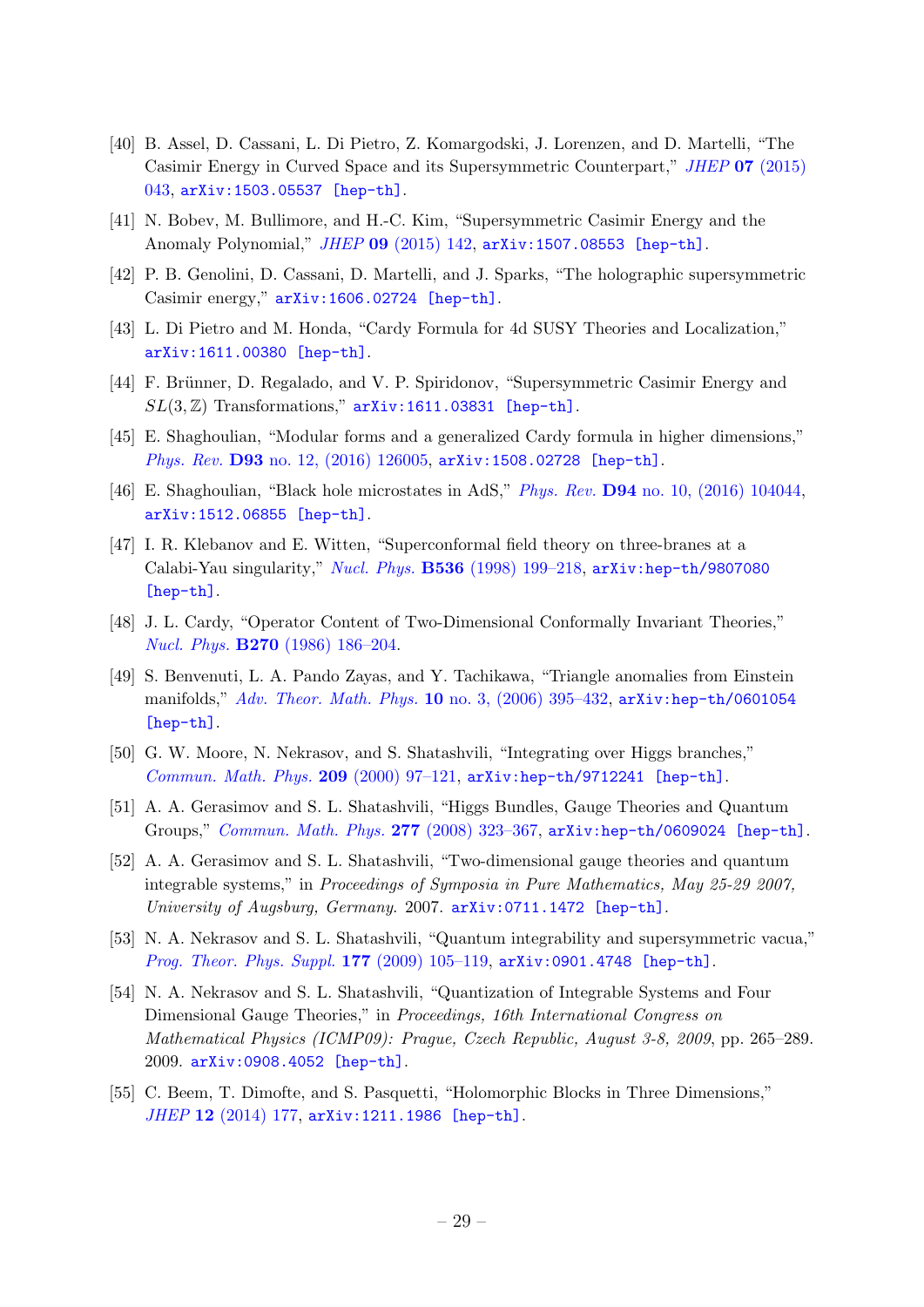[40] B. Assel, D. Cassani, L. Di Pietro, Z. Komargodski, J. Lorenzen, and D. Martelli, "The Casimir Energy in Curved Space and its Supersymmetric Counterpart," *JHEP* **07** (2015) 043, arXiv:1503.05537 [hep-th].

[41] N. Bobev, M. Bullimore, and H.-C. Kim, "Supersymmetric Casimir Energy and the Anomaly Polynomial," *JHEP* **09** (2015) 142, arXiv:1507.08553 [hep-th].

[42] P. B. Genolini, D. Cassani, D. Martelli, and J. Sparks, "The holographic supersymmetric Casimir energy," arXiv:1606.02724 [hep-th].

[43] L. Di Pietro and M. Honda, "Cardy Formula for 4d SUSY Theories and Localization," arXiv:1611.00380 [hep-th].

[44] F. Brünner, D. Regalado, and V. P. Spiridonov, "Supersymmetric Casimir Energy and $SL(3,\mathbb{Z})$ Transformations," arXiv:1611.03831 [hep-th].

[45] E. Shaghoulian, "Modular forms and a generalized Cardy formula in higher dimensions," *Phys. Rev.* **D93** no. 12, (2016) 126005, arXiv:1508.02728 [hep-th].

[46] E. Shaghoulian, "Black hole microstates in AdS," *Phys. Rev.* **D94** no. 10, (2016) 104044, arXiv:1512.06855 [hep-th].

[47] I. R. Klebanov and E. Witten, "Superconformal field theory on three-branes at a Calabi-Yau singularity," *Nucl. Phys.* **B536** (1998) 199–218, arXiv:hep-th/9807080 [hep-th].

[48] J. L. Cardy, "Operator Content of Two-Dimensional Conformally Invariant Theories," *Nucl. Phys.* **B270** (1986) 186–204.

[49] S. Benvenuti, L. A. Pando Zayas, and Y. Tachikawa, "Triangle anomalies from Einstein manifolds," *Adv. Theor. Math. Phys.* **10** no. 3, (2006) 395–432, arXiv:hep-th/0601054 [hep-th].

[50] G. W. Moore, N. Nekrasov, and S. Shatashvili, "Integrating over Higgs branches," *Commun. Math. Phys.* **209** (2000) 97–121, arXiv:hep-th/9712241 [hep-th].

[51] A. A. Gerasimov and S. L. Shatashvili, "Higgs Bundles, Gauge Theories and Quantum Groups," *Commun. Math. Phys.* **277** (2008) 323–367, arXiv:hep-th/0609024 [hep-th].

[52] A. A. Gerasimov and S. L. Shatashvili, "Two-dimensional gauge theories and quantum integrable systems," in *Proceedings of Symposia in Pure Mathematics, May 25-29 2007, University of Augsburg, Germany.* 2007. arXiv:0711.1472 [hep-th].

[53] N. A. Nekrasov and S. L. Shatashvili, "Quantum integrability and supersymmetric vacua," *Prog. Theor. Phys. Suppl.* **177** (2009) 105–119, arXiv:0901.4748 [hep-th].

[54] N. A. Nekrasov and S. L. Shatashvili, "Quantization of Integrable Systems and Four Dimensional Gauge Theories," in *Proceedings, 16th International Congress on Mathematical Physics (ICMP09): Prague, Czech Republic, August 3-8, 2009*, pp. 265–289. 2009. arXiv:0908.4052 [hep-th].

[55] C. Beem, T. Dimofte, and S. Pasquetti, "Holomorphic Blocks in Three Dimensions," *JHEP* **12** (2014) 177, arXiv:1211.1986 [hep-th].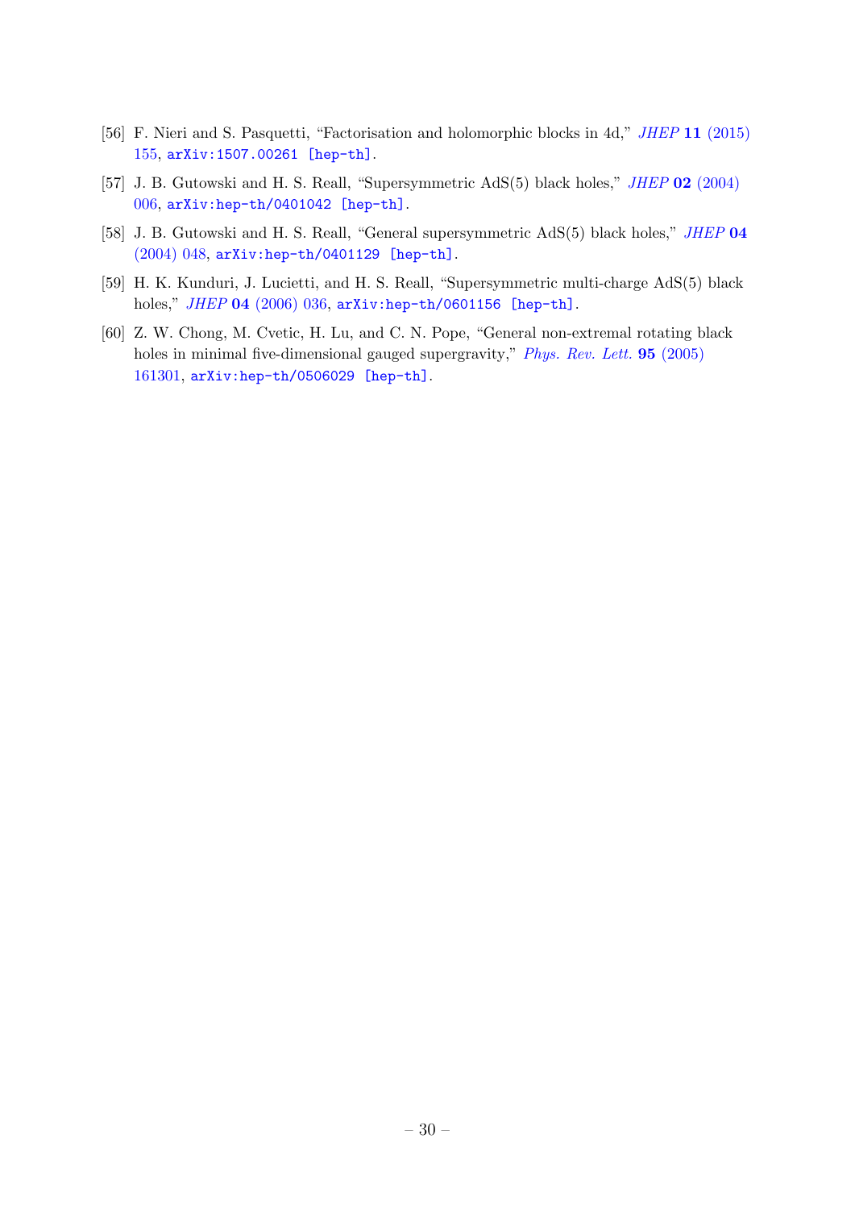[56] F. Nieri and S. Pasquetti, “Factorisation and holomorphic blocks in 4d,” *JHEP* **11** (2015) 155, arXiv:1507.00261 [hep-th].

[57] J. B. Gutowski and H. S. Reall, “Supersymmetric AdS(5) black holes,” *JHEP* **02** (2004) 006, arXiv:hep-th/0401042 [hep-th].

[58] J. B. Gutowski and H. S. Reall, “General supersymmetric AdS(5) black holes,” *JHEP* **04** (2004) 048, arXiv:hep-th/0401129 [hep-th].

[59] H. K. Kunduri, J. Lucietti, and H. S. Reall, “Supersymmetric multi-charge AdS(5) black holes,” *JHEP* **04** (2006) 036, arXiv:hep-th/0601156 [hep-th].

[60] Z. W. Chong, M. Cvetic, H. Lu, and C. N. Pope, “General non-extremal rotating black holes in minimal five-dimensional gauged supergravity,” *Phys. Rev. Lett.* **95** (2005) 161301, arXiv:hep-th/0506029 [hep-th].